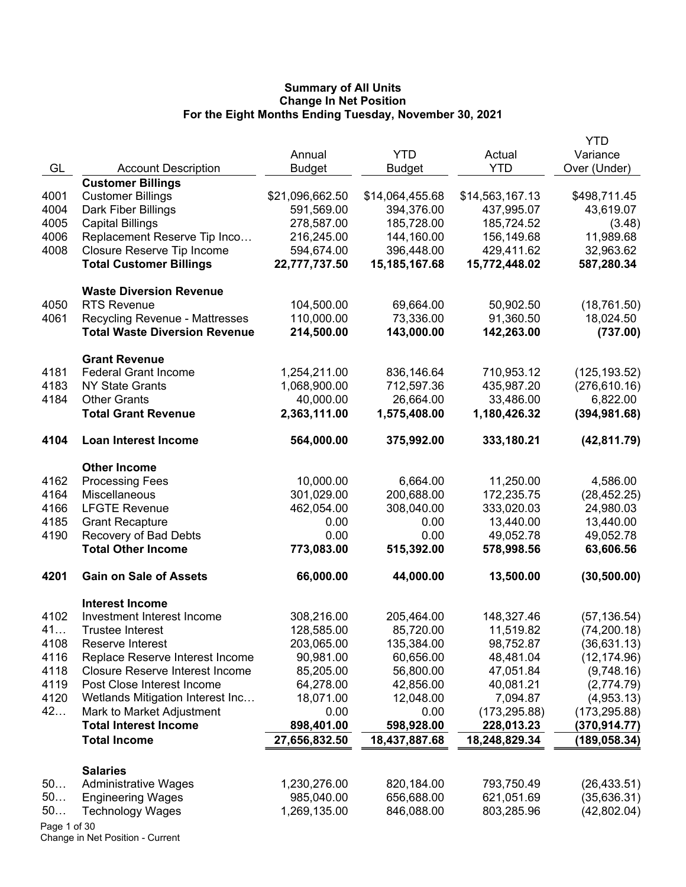# Summary of All Units
## Change In Net Position
### For the Eight Months Ending Tuesday, November 30, 2021

| GL | Account Description | Annual Budget | YTD Budget | Actual YTD | YTD Variance Over (Under) |
|---|---|---|---|---|---|
| | **Customer Billings** | | | | |
| 4001 | Customer Billings | $21,096,662.50 | $14,064,455.68 | $14,563,167.13 | $498,711.45 |
| 4004 | Dark Fiber Billings | 591,569.00 | 394,376.00 | 437,995.07 | 43,619.07 |
| 4005 | Capital Billings | 278,587.00 | 185,728.00 | 185,724.52 | (3.48) |
| 4006 | Replacement Reserve Tip Inco… | 216,245.00 | 144,160.00 | 156,149.68 | 11,989.68 |
| 4008 | Closure Reserve Tip Income | 594,674.00 | 396,448.00 | 429,411.62 | 32,963.62 |
| | **Total Customer Billings** | **22,777,737.50** | **15,185,167.68** | **15,772,448.02** | **587,280.34** |
| | **Waste Diversion Revenue** | | | | |
| 4050 | RTS Revenue | 104,500.00 | 69,664.00 | 50,902.50 | (18,761.50) |
| 4061 | Recycling Revenue - Mattresses | 110,000.00 | 73,336.00 | 91,360.50 | 18,024.50 |
| | **Total Waste Diversion Revenue** | **214,500.00** | **143,000.00** | **142,263.00** | **(737.00)** |
| | **Grant Revenue** | | | | |
| 4181 | Federal Grant Income | 1,254,211.00 | 836,146.64 | 710,953.12 | (125,193.52) |
| 4183 | NY State Grants | 1,068,900.00 | 712,597.36 | 435,987.20 | (276,610.16) |
| 4184 | Other Grants | 40,000.00 | 26,664.00 | 33,486.00 | 6,822.00 |
| | **Total Grant Revenue** | **2,363,111.00** | **1,575,408.00** | **1,180,426.32** | **(394,981.68)** |
| **4104** | **Loan Interest Income** | **564,000.00** | **375,992.00** | **333,180.21** | **(42,811.79)** |
| | **Other Income** | | | | |
| 4162 | Processing Fees | 10,000.00 | 6,664.00 | 11,250.00 | 4,586.00 |
| 4164 | Miscellaneous | 301,029.00 | 200,688.00 | 172,235.75 | (28,452.25) |
| 4166 | LFGTE Revenue | 462,054.00 | 308,040.00 | 333,020.03 | 24,980.03 |
| 4185 | Grant Recapture | 0.00 | 0.00 | 13,440.00 | 13,440.00 |
| 4190 | Recovery of Bad Debts | 0.00 | 0.00 | 49,052.78 | 49,052.78 |
| | **Total Other Income** | **773,083.00** | **515,392.00** | **578,998.56** | **63,606.56** |
| **4201** | **Gain on Sale of Assets** | **66,000.00** | **44,000.00** | **13,500.00** | **(30,500.00)** |
| | **Interest Income** | | | | |
| 4102 | Investment Interest Income | 308,216.00 | 205,464.00 | 148,327.46 | (57,136.54) |
| 41… | Trustee Interest | 128,585.00 | 85,720.00 | 11,519.82 | (74,200.18) |
| 4108 | Reserve Interest | 203,065.00 | 135,384.00 | 98,752.87 | (36,631.13) |
| 4116 | Replace Reserve Interest Income | 90,981.00 | 60,656.00 | 48,481.04 | (12,174.96) |
| 4118 | Closure Reserve Interest Income | 85,205.00 | 56,800.00 | 47,051.84 | (9,748.16) |
| 4119 | Post Close Interest Income | 64,278.00 | 42,856.00 | 40,081.21 | (2,774.79) |
| 4120 | Wetlands Mitigation Interest Inc… | 18,071.00 | 12,048.00 | 7,094.87 | (4,953.13) |
| 42… | Mark to Market Adjustment | 0.00 | 0.00 | (173,295.88) | (173,295.88) |
| | **Total Interest Income** | **898,401.00** | **598,928.00** | **228,013.23** | **(370,914.77)** |
| | **Total Income** | **27,656,832.50** | **18,437,887.68** | **18,248,829.34** | **(189,058.34)** |
| | **Salaries** | | | | |
| 50… | Administrative Wages | 1,230,276.00 | 820,184.00 | 793,750.49 | (26,433.51) |
| 50… | Engineering Wages | 985,040.00 | 656,688.00 | 621,051.69 | (35,636.31) |
| 50… | Technology Wages | 1,269,135.00 | 846,088.00 | 803,285.96 | (42,802.04) |

Change in Net Position - Current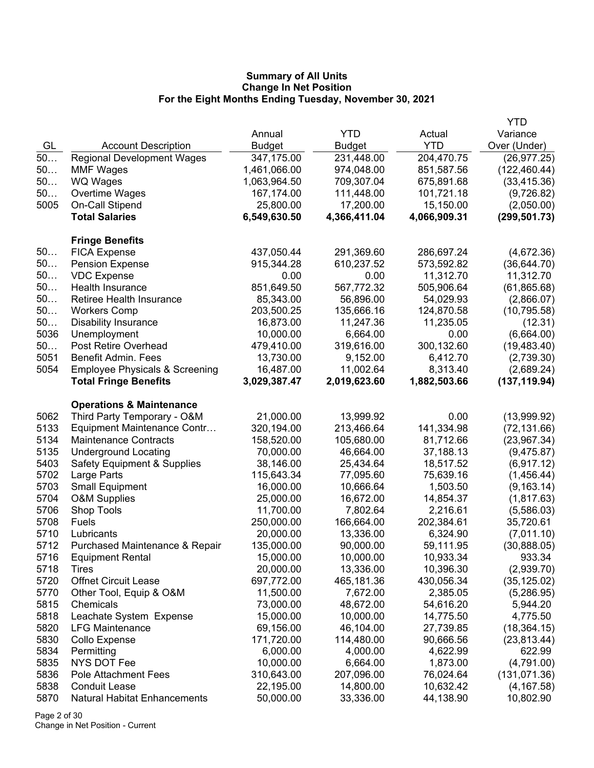**Summary of All Units**
**Change In Net Position**
**For the Eight Months Ending Tuesday, November 30, 2021**

| GL | Account Description | Annual Budget | YTD Budget | Actual YTD | YTD Variance Over (Under) |
|---|---|---|---|---|---|
| 50… | Regional Development Wages | 347,175.00 | 231,448.00 | 204,470.75 | (26,977.25) |
| 50… | MMF Wages | 1,461,066.00 | 974,048.00 | 851,587.56 | (122,460.44) |
| 50… | WQ Wages | 1,063,964.50 | 709,307.04 | 675,891.68 | (33,415.36) |
| 50… | Overtime Wages | 167,174.00 | 111,448.00 | 101,721.18 | (9,726.82) |
| 5005 | On-Call Stipend | 25,800.00 | 17,200.00 | 15,150.00 | (2,050.00) |
| | **Total Salaries** | **6,549,630.50** | **4,366,411.04** | **4,066,909.31** | **(299,501.73)** |
| | **Fringe Benefits** | | | | |
| 50… | FICA Expense | 437,050.44 | 291,369.60 | 286,697.24 | (4,672.36) |
| 50… | Pension Expense | 915,344.28 | 610,237.52 | 573,592.82 | (36,644.70) |
| 50… | VDC Expense | 0.00 | 0.00 | 11,312.70 | 11,312.70 |
| 50… | Health Insurance | 851,649.50 | 567,772.32 | 505,906.64 | (61,865.68) |
| 50… | Retiree Health Insurance | 85,343.00 | 56,896.00 | 54,029.93 | (2,866.07) |
| 50… | Workers Comp | 203,500.25 | 135,666.16 | 124,870.58 | (10,795.58) |
| 50… | Disability Insurance | 16,873.00 | 11,247.36 | 11,235.05 | (12.31) |
| 5036 | Unemployment | 10,000.00 | 6,664.00 | 0.00 | (6,664.00) |
| 50… | Post Retire Overhead | 479,410.00 | 319,616.00 | 300,132.60 | (19,483.40) |
| 5051 | Benefit Admin. Fees | 13,730.00 | 9,152.00 | 6,412.70 | (2,739.30) |
| 5054 | Employee Physicals & Screening | 16,487.00 | 11,002.64 | 8,313.40 | (2,689.24) |
| | **Total Fringe Benefits** | **3,029,387.47** | **2,019,623.60** | **1,882,503.66** | **(137,119.94)** |
| | **Operations & Maintenance** | | | | |
| 5062 | Third Party Temporary - O&M | 21,000.00 | 13,999.92 | 0.00 | (13,999.92) |
| 5133 | Equipment Maintenance Contr… | 320,194.00 | 213,466.64 | 141,334.98 | (72,131.66) |
| 5134 | Maintenance Contracts | 158,520.00 | 105,680.00 | 81,712.66 | (23,967.34) |
| 5135 | Underground Locating | 70,000.00 | 46,664.00 | 37,188.13 | (9,475.87) |
| 5403 | Safety Equipment & Supplies | 38,146.00 | 25,434.64 | 18,517.52 | (6,917.12) |
| 5702 | Large Parts | 115,643.34 | 77,095.60 | 75,639.16 | (1,456.44) |
| 5703 | Small Equipment | 16,000.00 | 10,666.64 | 1,503.50 | (9,163.14) |
| 5704 | O&M Supplies | 25,000.00 | 16,672.00 | 14,854.37 | (1,817.63) |
| 5706 | Shop Tools | 11,700.00 | 7,802.64 | 2,216.61 | (5,586.03) |
| 5708 | Fuels | 250,000.00 | 166,664.00 | 202,384.61 | 35,720.61 |
| 5710 | Lubricants | 20,000.00 | 13,336.00 | 6,324.90 | (7,011.10) |
| 5712 | Purchased Maintenance & Repair | 135,000.00 | 90,000.00 | 59,111.95 | (30,888.05) |
| 5716 | Equipment Rental | 15,000.00 | 10,000.00 | 10,933.34 | 933.34 |
| 5718 | Tires | 20,000.00 | 13,336.00 | 10,396.30 | (2,939.70) |
| 5720 | Offnet Circuit Lease | 697,772.00 | 465,181.36 | 430,056.34 | (35,125.02) |
| 5770 | Other Tool, Equip & O&M | 11,500.00 | 7,672.00 | 2,385.05 | (5,286.95) |
| 5815 | Chemicals | 73,000.00 | 48,672.00 | 54,616.20 | 5,944.20 |
| 5818 | Leachate System Expense | 15,000.00 | 10,000.00 | 14,775.50 | 4,775.50 |
| 5820 | LFG Maintenance | 69,156.00 | 46,104.00 | 27,739.85 | (18,364.15) |
| 5830 | Collo Expense | 171,720.00 | 114,480.00 | 90,666.56 | (23,813.44) |
| 5834 | Permitting | 6,000.00 | 4,000.00 | 4,622.99 | 622.99 |
| 5835 | NYS DOT Fee | 10,000.00 | 6,664.00 | 1,873.00 | (4,791.00) |
| 5836 | Pole Attachment Fees | 310,643.00 | 207,096.00 | 76,024.64 | (131,071.36) |
| 5838 | Conduit Lease | 22,195.00 | 14,800.00 | 10,632.42 | (4,167.58) |
| 5870 | Natural Habitat Enhancements | 50,000.00 | 33,336.00 | 44,138.90 | 10,802.90 |

Change in Net Position - Current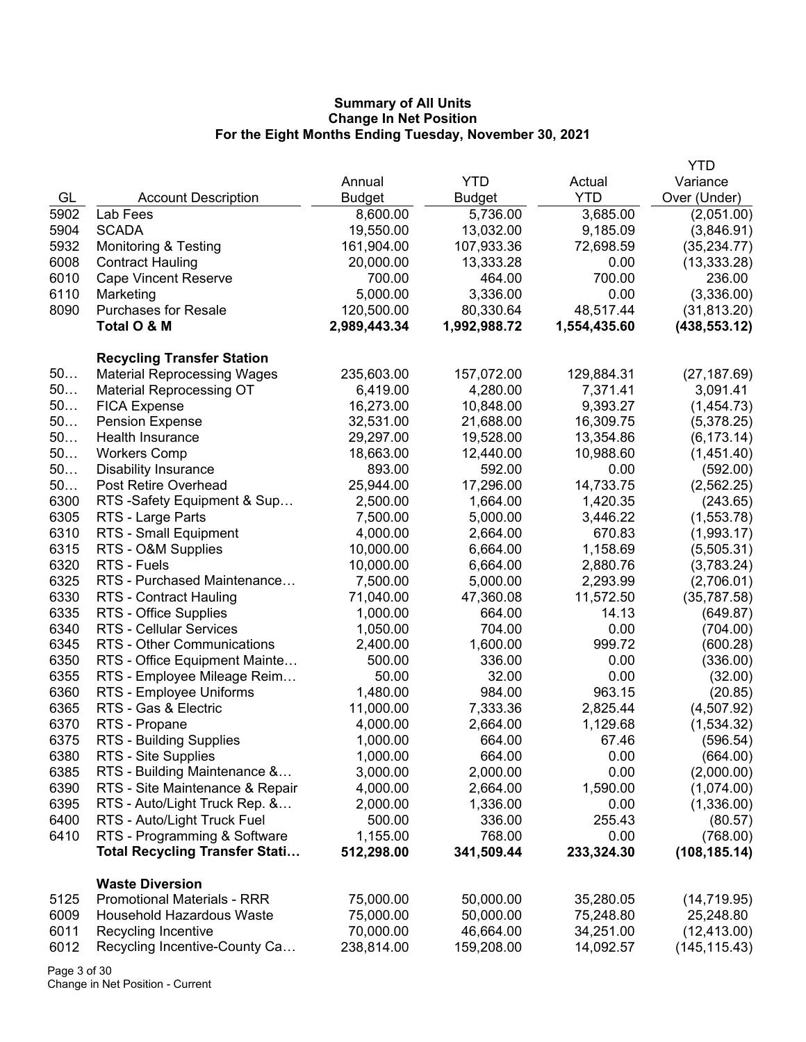**Summary of All Units**
**Change In Net Position**
**For the Eight Months Ending Tuesday, November 30, 2021**

| GL | Account Description | Annual Budget | YTD Budget | Actual YTD | YTD Variance Over (Under) |
|---|---|---|---|---|---|
| 5902 | Lab Fees | 8,600.00 | 5,736.00 | 3,685.00 | (2,051.00) |
| 5904 | SCADA | 19,550.00 | 13,032.00 | 9,185.09 | (3,846.91) |
| 5932 | Monitoring & Testing | 161,904.00 | 107,933.36 | 72,698.59 | (35,234.77) |
| 6008 | Contract Hauling | 20,000.00 | 13,333.28 | 0.00 | (13,333.28) |
| 6010 | Cape Vincent Reserve | 700.00 | 464.00 | 700.00 | 236.00 |
| 6110 | Marketing | 5,000.00 | 3,336.00 | 0.00 | (3,336.00) |
| 8090 | Purchases for Resale | 120,500.00 | 80,330.64 | 48,517.44 | (31,813.20) |
| | **Total O & M** | **2,989,443.34** | **1,992,988.72** | **1,554,435.60** | **(438,553.12)** |
| | **Recycling Transfer Station** | | | | |
| 50… | Material Reprocessing Wages | 235,603.00 | 157,072.00 | 129,884.31 | (27,187.69) |
| 50… | Material Reprocessing OT | 6,419.00 | 4,280.00 | 7,371.41 | 3,091.41 |
| 50… | FICA Expense | 16,273.00 | 10,848.00 | 9,393.27 | (1,454.73) |
| 50… | Pension Expense | 32,531.00 | 21,688.00 | 16,309.75 | (5,378.25) |
| 50… | Health Insurance | 29,297.00 | 19,528.00 | 13,354.86 | (6,173.14) |
| 50… | Workers Comp | 18,663.00 | 12,440.00 | 10,988.60 | (1,451.40) |
| 50… | Disability Insurance | 893.00 | 592.00 | 0.00 | (592.00) |
| 50… | Post Retire Overhead | 25,944.00 | 17,296.00 | 14,733.75 | (2,562.25) |
| 6300 | RTS -Safety Equipment & Sup… | 2,500.00 | 1,664.00 | 1,420.35 | (243.65) |
| 6305 | RTS - Large Parts | 7,500.00 | 5,000.00 | 3,446.22 | (1,553.78) |
| 6310 | RTS - Small Equipment | 4,000.00 | 2,664.00 | 670.83 | (1,993.17) |
| 6315 | RTS - O&M Supplies | 10,000.00 | 6,664.00 | 1,158.69 | (5,505.31) |
| 6320 | RTS - Fuels | 10,000.00 | 6,664.00 | 2,880.76 | (3,783.24) |
| 6325 | RTS - Purchased Maintenance… | 7,500.00 | 5,000.00 | 2,293.99 | (2,706.01) |
| 6330 | RTS - Contract Hauling | 71,040.00 | 47,360.08 | 11,572.50 | (35,787.58) |
| 6335 | RTS - Office Supplies | 1,000.00 | 664.00 | 14.13 | (649.87) |
| 6340 | RTS - Cellular Services | 1,050.00 | 704.00 | 0.00 | (704.00) |
| 6345 | RTS - Other Communications | 2,400.00 | 1,600.00 | 999.72 | (600.28) |
| 6350 | RTS - Office Equipment Mainte… | 500.00 | 336.00 | 0.00 | (336.00) |
| 6355 | RTS - Employee Mileage Reim… | 50.00 | 32.00 | 0.00 | (32.00) |
| 6360 | RTS - Employee Uniforms | 1,480.00 | 984.00 | 963.15 | (20.85) |
| 6365 | RTS - Gas & Electric | 11,000.00 | 7,333.36 | 2,825.44 | (4,507.92) |
| 6370 | RTS - Propane | 4,000.00 | 2,664.00 | 1,129.68 | (1,534.32) |
| 6375 | RTS - Building Supplies | 1,000.00 | 664.00 | 67.46 | (596.54) |
| 6380 | RTS - Site Supplies | 1,000.00 | 664.00 | 0.00 | (664.00) |
| 6385 | RTS - Building Maintenance &… | 3,000.00 | 2,000.00 | 0.00 | (2,000.00) |
| 6390 | RTS - Site Maintenance & Repair | 4,000.00 | 2,664.00 | 1,590.00 | (1,074.00) |
| 6395 | RTS - Auto/Light Truck Rep. &… | 2,000.00 | 1,336.00 | 0.00 | (1,336.00) |
| 6400 | RTS - Auto/Light Truck Fuel | 500.00 | 336.00 | 255.43 | (80.57) |
| 6410 | RTS - Programming & Software | 1,155.00 | 768.00 | 0.00 | (768.00) |
| | **Total Recycling Transfer Stati…** | **512,298.00** | **341,509.44** | **233,324.30** | **(108,185.14)** |
| | **Waste Diversion** | | | | |
| 5125 | Promotional Materials - RRR | 75,000.00 | 50,000.00 | 35,280.05 | (14,719.95) |
| 6009 | Household Hazardous Waste | 75,000.00 | 50,000.00 | 75,248.80 | 25,248.80 |
| 6011 | Recycling Incentive | 70,000.00 | 46,664.00 | 34,251.00 | (12,413.00) |
| 6012 | Recycling Incentive-County Ca… | 238,814.00 | 159,208.00 | 14,092.57 | (145,115.43) |

Change in Net Position - Current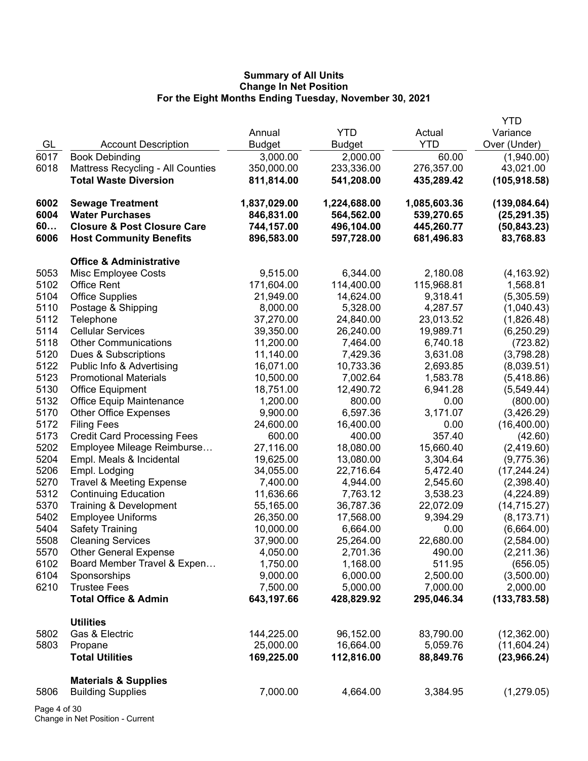**Summary of All Units**
**Change In Net Position**
**For the Eight Months Ending Tuesday, November 30, 2021**

| GL | Account Description | Annual Budget | YTD Budget | Actual YTD | YTD Variance Over (Under) |
|---|---|---|---|---|---|
| 6017 | Book Debinding | 3,000.00 | 2,000.00 | 60.00 | (1,940.00) |
| 6018 | Mattress Recycling - All Counties | 350,000.00 | 233,336.00 | 276,357.00 | 43,021.00 |
| | **Total Waste Diversion** | **811,814.00** | **541,208.00** | **435,289.42** | **(105,918.58)** |
| | | | | | |
| **6002** | **Sewage Treatment** | **1,837,029.00** | **1,224,688.00** | **1,085,603.36** | **(139,084.64)** |
| **6004** | **Water Purchases** | **846,831.00** | **564,562.00** | **539,270.65** | **(25,291.35)** |
| **60…** | **Closure & Post Closure Care** | **744,157.00** | **496,104.00** | **445,260.77** | **(50,843.23)** |
| **6006** | **Host Community Benefits** | **896,583.00** | **597,728.00** | **681,496.83** | **83,768.83** |
| | | | | | |
| | **Office & Administrative** | | | | |
| 5053 | Misc Employee Costs | 9,515.00 | 6,344.00 | 2,180.08 | (4,163.92) |
| 5102 | Office Rent | 171,604.00 | 114,400.00 | 115,968.81 | 1,568.81 |
| 5104 | Office Supplies | 21,949.00 | 14,624.00 | 9,318.41 | (5,305.59) |
| 5110 | Postage & Shipping | 8,000.00 | 5,328.00 | 4,287.57 | (1,040.43) |
| 5112 | Telephone | 37,270.00 | 24,840.00 | 23,013.52 | (1,826.48) |
| 5114 | Cellular Services | 39,350.00 | 26,240.00 | 19,989.71 | (6,250.29) |
| 5118 | Other Communications | 11,200.00 | 7,464.00 | 6,740.18 | (723.82) |
| 5120 | Dues & Subscriptions | 11,140.00 | 7,429.36 | 3,631.08 | (3,798.28) |
| 5122 | Public Info & Advertising | 16,071.00 | 10,733.36 | 2,693.85 | (8,039.51) |
| 5123 | Promotional Materials | 10,500.00 | 7,002.64 | 1,583.78 | (5,418.86) |
| 5130 | Office Equipment | 18,751.00 | 12,490.72 | 6,941.28 | (5,549.44) |
| 5132 | Office Equip Maintenance | 1,200.00 | 800.00 | 0.00 | (800.00) |
| 5170 | Other Office Expenses | 9,900.00 | 6,597.36 | 3,171.07 | (3,426.29) |
| 5172 | Filing Fees | 24,600.00 | 16,400.00 | 0.00 | (16,400.00) |
| 5173 | Credit Card Processing Fees | 600.00 | 400.00 | 357.40 | (42.60) |
| 5202 | Employee Mileage Reimburse… | 27,116.00 | 18,080.00 | 15,660.40 | (2,419.60) |
| 5204 | Empl. Meals & Incidental | 19,625.00 | 13,080.00 | 3,304.64 | (9,775.36) |
| 5206 | Empl. Lodging | 34,055.00 | 22,716.64 | 5,472.40 | (17,244.24) |
| 5270 | Travel & Meeting Expense | 7,400.00 | 4,944.00 | 2,545.60 | (2,398.40) |
| 5312 | Continuing Education | 11,636.66 | 7,763.12 | 3,538.23 | (4,224.89) |
| 5370 | Training & Development | 55,165.00 | 36,787.36 | 22,072.09 | (14,715.27) |
| 5402 | Employee Uniforms | 26,350.00 | 17,568.00 | 9,394.29 | (8,173.71) |
| 5404 | Safety Training | 10,000.00 | 6,664.00 | 0.00 | (6,664.00) |
| 5508 | Cleaning Services | 37,900.00 | 25,264.00 | 22,680.00 | (2,584.00) |
| 5570 | Other General Expense | 4,050.00 | 2,701.36 | 490.00 | (2,211.36) |
| 6102 | Board Member Travel & Expen… | 1,750.00 | 1,168.00 | 511.95 | (656.05) |
| 6104 | Sponsorships | 9,000.00 | 6,000.00 | 2,500.00 | (3,500.00) |
| 6210 | Trustee Fees | 7,500.00 | 5,000.00 | 7,000.00 | 2,000.00 |
| | **Total Office & Admin** | **643,197.66** | **428,829.92** | **295,046.34** | **(133,783.58)** |
| | | | | | |
| | **Utilities** | | | | |
| 5802 | Gas & Electric | 144,225.00 | 96,152.00 | 83,790.00 | (12,362.00) |
| 5803 | Propane | 25,000.00 | 16,664.00 | 5,059.76 | (11,604.24) |
| | **Total Utilities** | **169,225.00** | **112,816.00** | **88,849.76** | **(23,966.24)** |
| | | | | | |
| | **Materials & Supplies** | | | | |
| 5806 | Building Supplies | 7,000.00 | 4,664.00 | 3,384.95 | (1,279.05) |

Change in Net Position - Current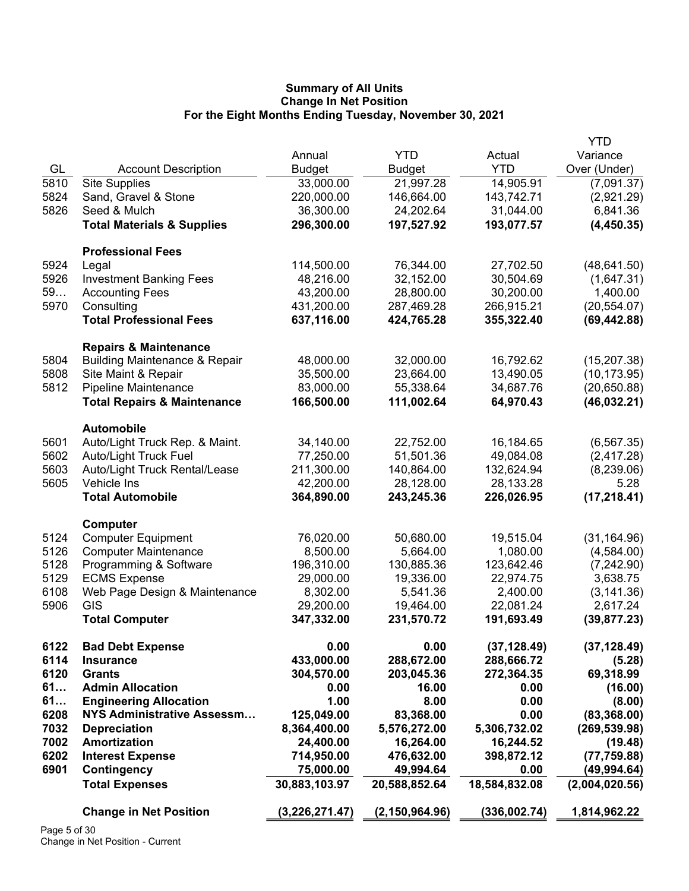**Summary of All Units**
**Change In Net Position**
**For the Eight Months Ending Tuesday, November 30, 2021**

| GL | Account Description | Annual Budget | YTD Budget | Actual YTD | YTD Variance Over (Under) |
|---|---|---|---|---|---|
| 5810 | Site Supplies | 33,000.00 | 21,997.28 | 14,905.91 | (7,091.37) |
| 5824 | Sand, Gravel & Stone | 220,000.00 | 146,664.00 | 143,742.71 | (2,921.29) |
| 5826 | Seed & Mulch | 36,300.00 | 24,202.64 | 31,044.00 | 6,841.36 |
| | **Total Materials & Supplies** | **296,300.00** | **197,527.92** | **193,077.57** | **(4,450.35)** |
| | **Professional Fees** | | | | |
| 5924 | Legal | 114,500.00 | 76,344.00 | 27,702.50 | (48,641.50) |
| 5926 | Investment Banking Fees | 48,216.00 | 32,152.00 | 30,504.69 | (1,647.31) |
| 59… | Accounting Fees | 43,200.00 | 28,800.00 | 30,200.00 | 1,400.00 |
| 5970 | Consulting | 431,200.00 | 287,469.28 | 266,915.21 | (20,554.07) |
| | **Total Professional Fees** | **637,116.00** | **424,765.28** | **355,322.40** | **(69,442.88)** |
| | **Repairs & Maintenance** | | | | |
| 5804 | Building Maintenance & Repair | 48,000.00 | 32,000.00 | 16,792.62 | (15,207.38) |
| 5808 | Site Maint & Repair | 35,500.00 | 23,664.00 | 13,490.05 | (10,173.95) |
| 5812 | Pipeline Maintenance | 83,000.00 | 55,338.64 | 34,687.76 | (20,650.88) |
| | **Total Repairs & Maintenance** | **166,500.00** | **111,002.64** | **64,970.43** | **(46,032.21)** |
| | **Automobile** | | | | |
| 5601 | Auto/Light Truck Rep. & Maint. | 34,140.00 | 22,752.00 | 16,184.65 | (6,567.35) |
| 5602 | Auto/Light Truck Fuel | 77,250.00 | 51,501.36 | 49,084.08 | (2,417.28) |
| 5603 | Auto/Light Truck Rental/Lease | 211,300.00 | 140,864.00 | 132,624.94 | (8,239.06) |
| 5605 | Vehicle Ins | 42,200.00 | 28,128.00 | 28,133.28 | 5.28 |
| | **Total Automobile** | **364,890.00** | **243,245.36** | **226,026.95** | **(17,218.41)** |
| | **Computer** | | | | |
| 5124 | Computer Equipment | 76,020.00 | 50,680.00 | 19,515.04 | (31,164.96) |
| 5126 | Computer Maintenance | 8,500.00 | 5,664.00 | 1,080.00 | (4,584.00) |
| 5128 | Programming & Software | 196,310.00 | 130,885.36 | 123,642.46 | (7,242.90) |
| 5129 | ECMS Expense | 29,000.00 | 19,336.00 | 22,974.75 | 3,638.75 |
| 6108 | Web Page Design & Maintenance | 8,302.00 | 5,541.36 | 2,400.00 | (3,141.36) |
| 5906 | GIS | 29,200.00 | 19,464.00 | 22,081.24 | 2,617.24 |
| | **Total Computer** | **347,332.00** | **231,570.72** | **191,693.49** | **(39,877.23)** |
| **6122** | **Bad Debt Expense** | **0.00** | **0.00** | **(37,128.49)** | **(37,128.49)** |
| **6114** | **Insurance** | **433,000.00** | **288,672.00** | **288,666.72** | **(5.28)** |
| **6120** | **Grants** | **304,570.00** | **203,045.36** | **272,364.35** | **69,318.99** |
| **61…** | **Admin Allocation** | **0.00** | **16.00** | **0.00** | **(16.00)** |
| **61…** | **Engineering Allocation** | **1.00** | **8.00** | **0.00** | **(8.00)** |
| **6208** | **NYS Administrative Assessm…** | **125,049.00** | **83,368.00** | **0.00** | **(83,368.00)** |
| **7032** | **Depreciation** | **8,364,400.00** | **5,576,272.00** | **5,306,732.02** | **(269,539.98)** |
| **7002** | **Amortization** | **24,400.00** | **16,264.00** | **16,244.52** | **(19.48)** |
| **6202** | **Interest Expense** | **714,950.00** | **476,632.00** | **398,872.12** | **(77,759.88)** |
| **6901** | **Contingency** | **75,000.00** | **49,994.64** | **0.00** | **(49,994.64)** |
| | **Total Expenses** | **30,883,103.97** | **20,588,852.64** | **18,584,832.08** | **(2,004,020.56)** |
| | **Change in Net Position** | **(3,226,271.47)** | **(2,150,964.96)** | **(336,002.74)** | **1,814,962.22** |

Change in Net Position - Current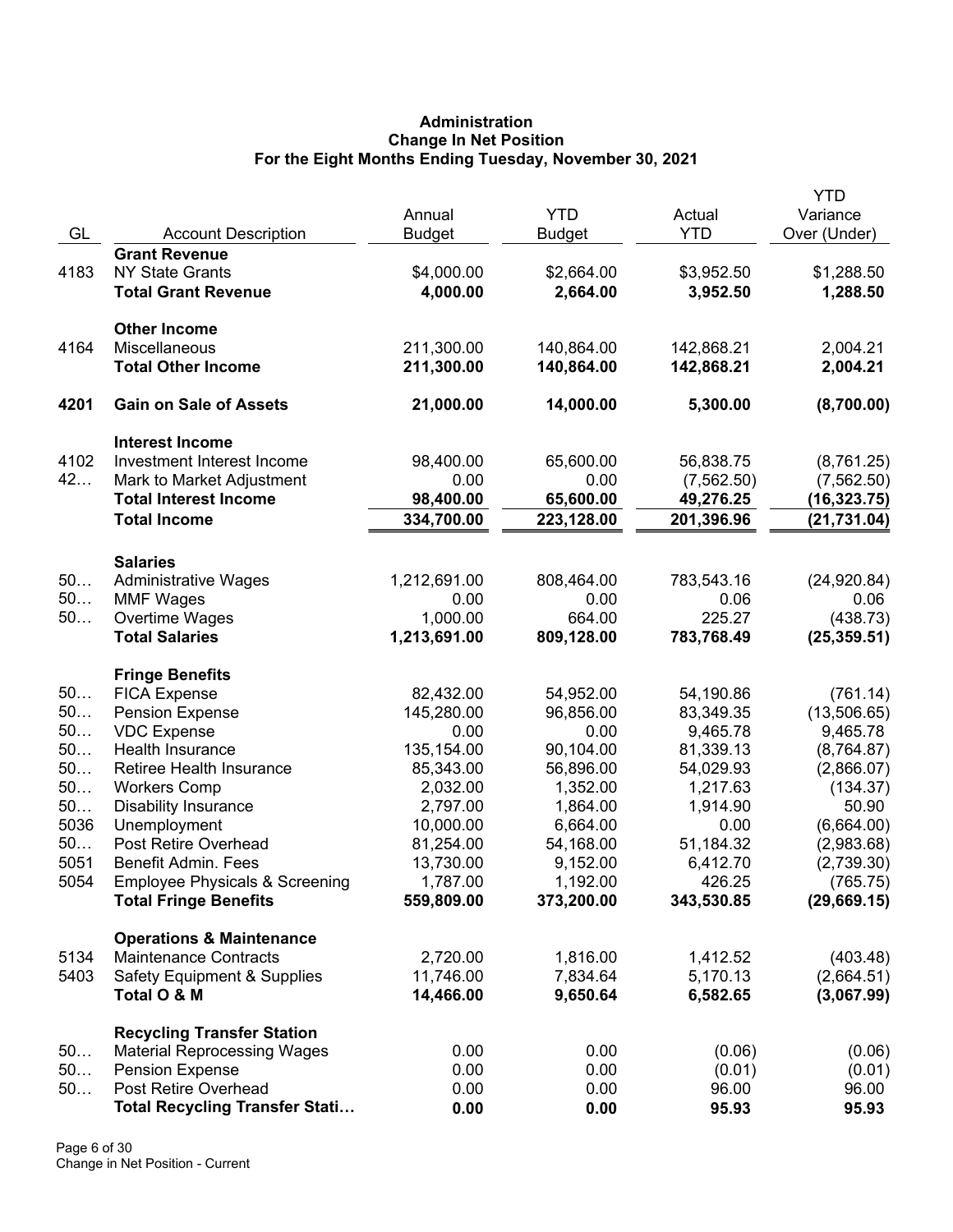# Administration
## Change In Net Position
### For the Eight Months Ending Tuesday, November 30, 2021

| GL | Account Description | Annual Budget | YTD Budget | Actual YTD | YTD Variance Over (Under) |
|---|---|---|---|---|---|
| | **Grant Revenue** | | | | |
| 4183 | NY State Grants | $4,000.00 | $2,664.00 | $3,952.50 | $1,288.50 |
| | **Total Grant Revenue** | **4,000.00** | **2,664.00** | **3,952.50** | **1,288.50** |
| | **Other Income** | | | | |
| 4164 | Miscellaneous | 211,300.00 | 140,864.00 | 142,868.21 | 2,004.21 |
| | **Total Other Income** | **211,300.00** | **140,864.00** | **142,868.21** | **2,004.21** |
| **4201** | **Gain on Sale of Assets** | **21,000.00** | **14,000.00** | **5,300.00** | **(8,700.00)** |
| | **Interest Income** | | | | |
| 4102 | Investment Interest Income | 98,400.00 | 65,600.00 | 56,838.75 | (8,761.25) |
| 42… | Mark to Market Adjustment | 0.00 | 0.00 | (7,562.50) | (7,562.50) |
| | **Total Interest Income** | **98,400.00** | **65,600.00** | **49,276.25** | **(16,323.75)** |
| | **Total Income** | **334,700.00** | **223,128.00** | **201,396.96** | **(21,731.04)** |
| | **Salaries** | | | | |
| 50… | Administrative Wages | 1,212,691.00 | 808,464.00 | 783,543.16 | (24,920.84) |
| 50… | MMF Wages | 0.00 | 0.00 | 0.06 | 0.06 |
| 50… | Overtime Wages | 1,000.00 | 664.00 | 225.27 | (438.73) |
| | **Total Salaries** | **1,213,691.00** | **809,128.00** | **783,768.49** | **(25,359.51)** |
| | **Fringe Benefits** | | | | |
| 50… | FICA Expense | 82,432.00 | 54,952.00 | 54,190.86 | (761.14) |
| 50… | Pension Expense | 145,280.00 | 96,856.00 | 83,349.35 | (13,506.65) |
| 50… | VDC Expense | 0.00 | 0.00 | 9,465.78 | 9,465.78 |
| 50… | Health Insurance | 135,154.00 | 90,104.00 | 81,339.13 | (8,764.87) |
| 50… | Retiree Health Insurance | 85,343.00 | 56,896.00 | 54,029.93 | (2,866.07) |
| 50… | Workers Comp | 2,032.00 | 1,352.00 | 1,217.63 | (134.37) |
| 50… | Disability Insurance | 2,797.00 | 1,864.00 | 1,914.90 | 50.90 |
| 5036 | Unemployment | 10,000.00 | 6,664.00 | 0.00 | (6,664.00) |
| 50… | Post Retire Overhead | 81,254.00 | 54,168.00 | 51,184.32 | (2,983.68) |
| 5051 | Benefit Admin. Fees | 13,730.00 | 9,152.00 | 6,412.70 | (2,739.30) |
| 5054 | Employee Physicals & Screening | 1,787.00 | 1,192.00 | 426.25 | (765.75) |
| | **Total Fringe Benefits** | **559,809.00** | **373,200.00** | **343,530.85** | **(29,669.15)** |
| | **Operations & Maintenance** | | | | |
| 5134 | Maintenance Contracts | 2,720.00 | 1,816.00 | 1,412.52 | (403.48) |
| 5403 | Safety Equipment & Supplies | 11,746.00 | 7,834.64 | 5,170.13 | (2,664.51) |
| | **Total O & M** | **14,466.00** | **9,650.64** | **6,582.65** | **(3,067.99)** |
| | **Recycling Transfer Station** | | | | |
| 50… | Material Reprocessing Wages | 0.00 | 0.00 | (0.06) | (0.06) |
| 50… | Pension Expense | 0.00 | 0.00 | (0.01) | (0.01) |
| 50… | Post Retire Overhead | 0.00 | 0.00 | 96.00 | 96.00 |
| | **Total Recycling Transfer Stati…** | **0.00** | **0.00** | **95.93** | **95.93** |

Change in Net Position - Current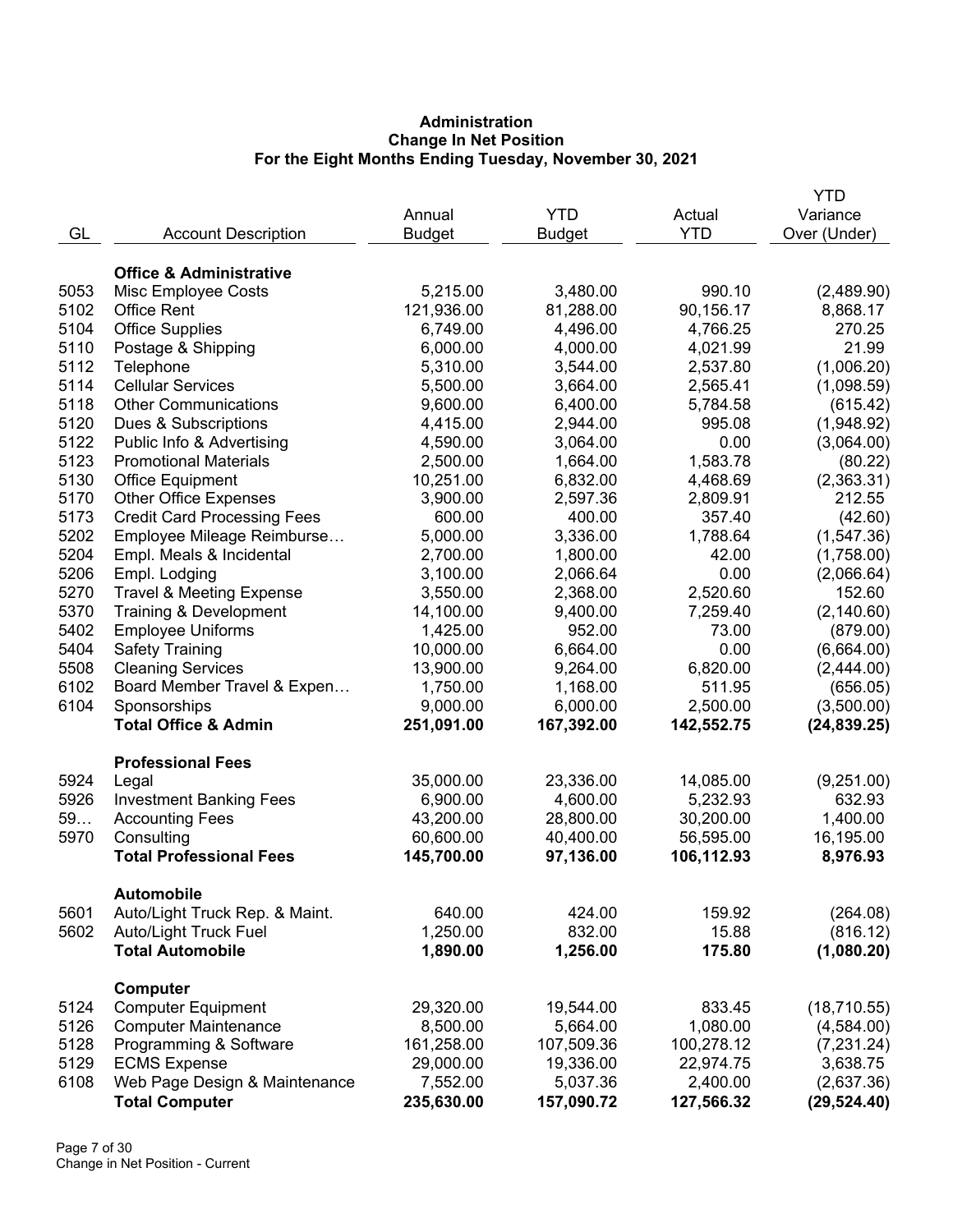# Administration
## Change In Net Position
### For the Eight Months Ending Tuesday, November 30, 2021

| GL | Account Description | Annual Budget | YTD Budget | Actual YTD | YTD Variance Over (Under) |
|---|---|---|---|---|---|
| | **Office & Administrative** | | | | |
| 5053 | Misc Employee Costs | 5,215.00 | 3,480.00 | 990.10 | (2,489.90) |
| 5102 | Office Rent | 121,936.00 | 81,288.00 | 90,156.17 | 8,868.17 |
| 5104 | Office Supplies | 6,749.00 | 4,496.00 | 4,766.25 | 270.25 |
| 5110 | Postage & Shipping | 6,000.00 | 4,000.00 | 4,021.99 | 21.99 |
| 5112 | Telephone | 5,310.00 | 3,544.00 | 2,537.80 | (1,006.20) |
| 5114 | Cellular Services | 5,500.00 | 3,664.00 | 2,565.41 | (1,098.59) |
| 5118 | Other Communications | 9,600.00 | 6,400.00 | 5,784.58 | (615.42) |
| 5120 | Dues & Subscriptions | 4,415.00 | 2,944.00 | 995.08 | (1,948.92) |
| 5122 | Public Info & Advertising | 4,590.00 | 3,064.00 | 0.00 | (3,064.00) |
| 5123 | Promotional Materials | 2,500.00 | 1,664.00 | 1,583.78 | (80.22) |
| 5130 | Office Equipment | 10,251.00 | 6,832.00 | 4,468.69 | (2,363.31) |
| 5170 | Other Office Expenses | 3,900.00 | 2,597.36 | 2,809.91 | 212.55 |
| 5173 | Credit Card Processing Fees | 600.00 | 400.00 | 357.40 | (42.60) |
| 5202 | Employee Mileage Reimburse… | 5,000.00 | 3,336.00 | 1,788.64 | (1,547.36) |
| 5204 | Empl. Meals & Incidental | 2,700.00 | 1,800.00 | 42.00 | (1,758.00) |
| 5206 | Empl. Lodging | 3,100.00 | 2,066.64 | 0.00 | (2,066.64) |
| 5270 | Travel & Meeting Expense | 3,550.00 | 2,368.00 | 2,520.60 | 152.60 |
| 5370 | Training & Development | 14,100.00 | 9,400.00 | 7,259.40 | (2,140.60) |
| 5402 | Employee Uniforms | 1,425.00 | 952.00 | 73.00 | (879.00) |
| 5404 | Safety Training | 10,000.00 | 6,664.00 | 0.00 | (6,664.00) |
| 5508 | Cleaning Services | 13,900.00 | 9,264.00 | 6,820.00 | (2,444.00) |
| 6102 | Board Member Travel & Expen… | 1,750.00 | 1,168.00 | 511.95 | (656.05) |
| 6104 | Sponsorships | 9,000.00 | 6,000.00 | 2,500.00 | (3,500.00) |
| | **Total Office & Admin** | **251,091.00** | **167,392.00** | **142,552.75** | **(24,839.25)** |
| | **Professional Fees** | | | | |
| 5924 | Legal | 35,000.00 | 23,336.00 | 14,085.00 | (9,251.00) |
| 5926 | Investment Banking Fees | 6,900.00 | 4,600.00 | 5,232.93 | 632.93 |
| 59… | Accounting Fees | 43,200.00 | 28,800.00 | 30,200.00 | 1,400.00 |
| 5970 | Consulting | 60,600.00 | 40,400.00 | 56,595.00 | 16,195.00 |
| | **Total Professional Fees** | **145,700.00** | **97,136.00** | **106,112.93** | **8,976.93** |
| | **Automobile** | | | | |
| 5601 | Auto/Light Truck Rep. & Maint. | 640.00 | 424.00 | 159.92 | (264.08) |
| 5602 | Auto/Light Truck Fuel | 1,250.00 | 832.00 | 15.88 | (816.12) |
| | **Total Automobile** | **1,890.00** | **1,256.00** | **175.80** | **(1,080.20)** |
| | **Computer** | | | | |
| 5124 | Computer Equipment | 29,320.00 | 19,544.00 | 833.45 | (18,710.55) |
| 5126 | Computer Maintenance | 8,500.00 | 5,664.00 | 1,080.00 | (4,584.00) |
| 5128 | Programming & Software | 161,258.00 | 107,509.36 | 100,278.12 | (7,231.24) |
| 5129 | ECMS Expense | 29,000.00 | 19,336.00 | 22,974.75 | 3,638.75 |
| 6108 | Web Page Design & Maintenance | 7,552.00 | 5,037.36 | 2,400.00 | (2,637.36) |
| | **Total Computer** | **235,630.00** | **157,090.72** | **127,566.32** | **(29,524.40)** |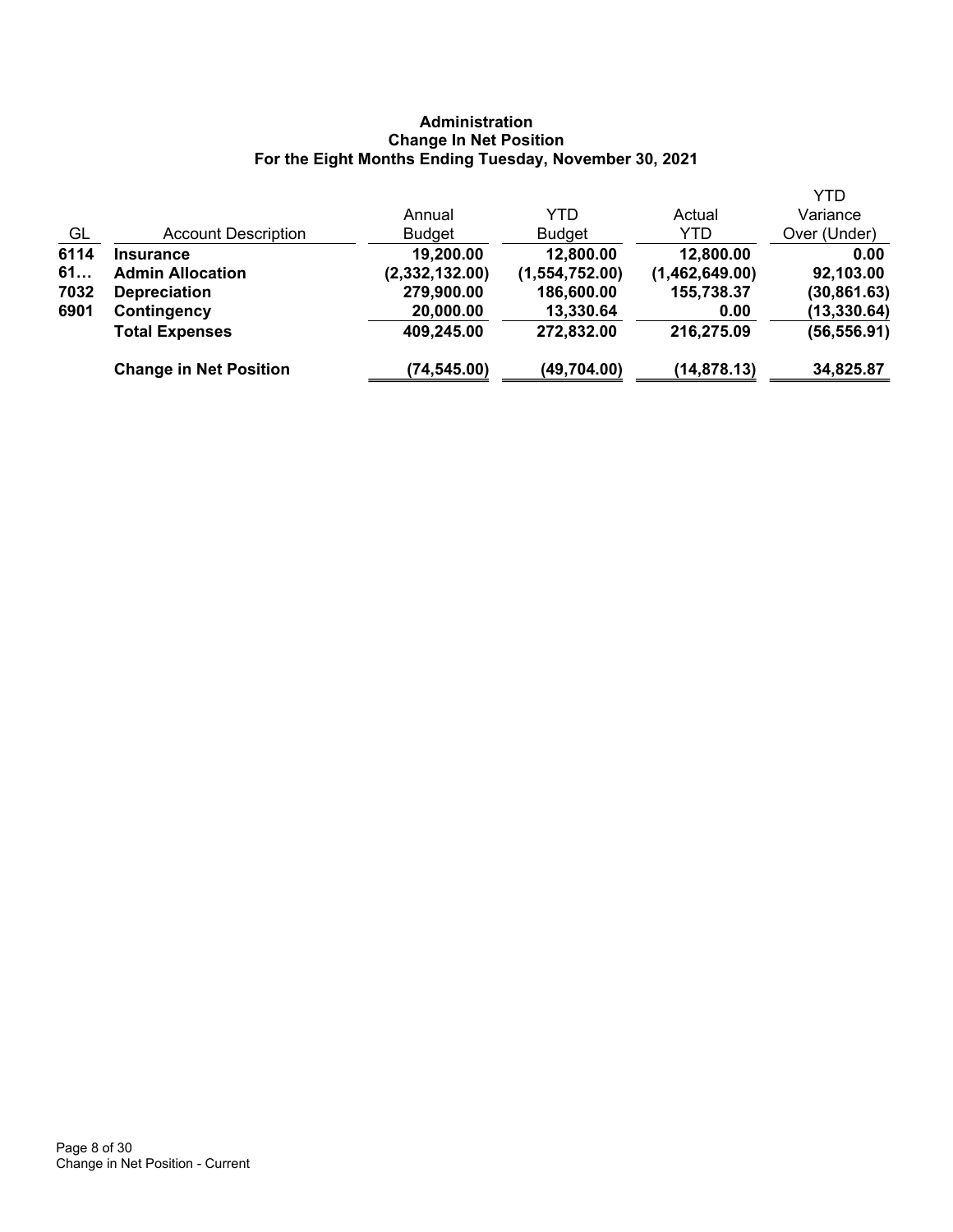**Administration**
**Change In Net Position**
**For the Eight Months Ending Tuesday, November 30, 2021**

| GL | Account Description | Annual Budget | YTD Budget | Actual YTD | YTD Variance Over (Under) |
|---|---|---|---|---|---|
| **6114** | **Insurance** | **19,200.00** | **12,800.00** | **12,800.00** | **0.00** |
| **61…** | **Admin Allocation** | **(2,332,132.00)** | **(1,554,752.00)** | **(1,462,649.00)** | **92,103.00** |
| **7032** | **Depreciation** | **279,900.00** | **186,600.00** | **155,738.37** | **(30,861.63)** |
| **6901** | **Contingency** | **20,000.00** | **13,330.64** | **0.00** | **(13,330.64)** |
| | **Total Expenses** | **409,245.00** | **272,832.00** | **216,275.09** | **(56,556.91)** |
| | **Change in Net Position** | **(74,545.00)** | **(49,704.00)** | **(14,878.13)** | **34,825.87** |

Change in Net Position - Current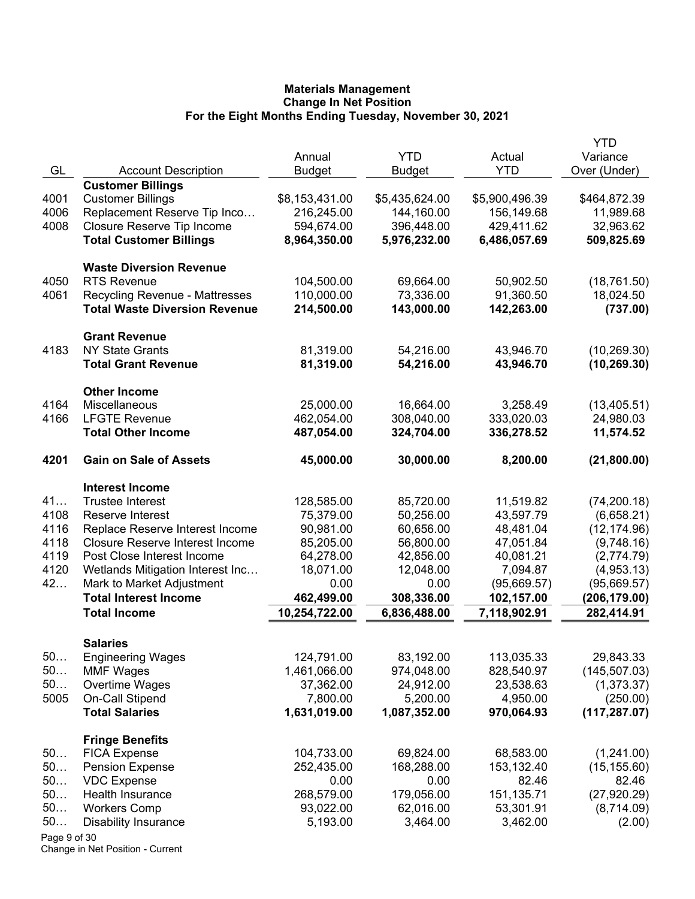**Materials Management**
**Change In Net Position**
**For the Eight Months Ending Tuesday, November 30, 2021**

| GL | Account Description | Annual Budget | YTD Budget | Actual YTD | YTD Variance Over (Under) |
|---|---|---|---|---|---|
| | **Customer Billings** | | | | |
| 4001 | Customer Billings | $8,153,431.00 | $5,435,624.00 | $5,900,496.39 | $464,872.39 |
| 4006 | Replacement Reserve Tip Inco… | 216,245.00 | 144,160.00 | 156,149.68 | 11,989.68 |
| 4008 | Closure Reserve Tip Income | 594,674.00 | 396,448.00 | 429,411.62 | 32,963.62 |
| | **Total Customer Billings** | **8,964,350.00** | **5,976,232.00** | **6,486,057.69** | **509,825.69** |
| | **Waste Diversion Revenue** | | | | |
| 4050 | RTS Revenue | 104,500.00 | 69,664.00 | 50,902.50 | (18,761.50) |
| 4061 | Recycling Revenue - Mattresses | 110,000.00 | 73,336.00 | 91,360.50 | 18,024.50 |
| | **Total Waste Diversion Revenue** | **214,500.00** | **143,000.00** | **142,263.00** | **(737.00)** |
| | **Grant Revenue** | | | | |
| 4183 | NY State Grants | 81,319.00 | 54,216.00 | 43,946.70 | (10,269.30) |
| | **Total Grant Revenue** | **81,319.00** | **54,216.00** | **43,946.70** | **(10,269.30)** |
| | **Other Income** | | | | |
| 4164 | Miscellaneous | 25,000.00 | 16,664.00 | 3,258.49 | (13,405.51) |
| 4166 | LFGTE Revenue | 462,054.00 | 308,040.00 | 333,020.03 | 24,980.03 |
| | **Total Other Income** | **487,054.00** | **324,704.00** | **336,278.52** | **11,574.52** |
| **4201** | **Gain on Sale of Assets** | **45,000.00** | **30,000.00** | **8,200.00** | **(21,800.00)** |
| | **Interest Income** | | | | |
| 41… | Trustee Interest | 128,585.00 | 85,720.00 | 11,519.82 | (74,200.18) |
| 4108 | Reserve Interest | 75,379.00 | 50,256.00 | 43,597.79 | (6,658.21) |
| 4116 | Replace Reserve Interest Income | 90,981.00 | 60,656.00 | 48,481.04 | (12,174.96) |
| 4118 | Closure Reserve Interest Income | 85,205.00 | 56,800.00 | 47,051.84 | (9,748.16) |
| 4119 | Post Close Interest Income | 64,278.00 | 42,856.00 | 40,081.21 | (2,774.79) |
| 4120 | Wetlands Mitigation Interest Inc… | 18,071.00 | 12,048.00 | 7,094.87 | (4,953.13) |
| 42… | Mark to Market Adjustment | 0.00 | 0.00 | (95,669.57) | (95,669.57) |
| | **Total Interest Income** | **462,499.00** | **308,336.00** | **102,157.00** | **(206,179.00)** |
| | **Total Income** | **10,254,722.00** | **6,836,488.00** | **7,118,902.91** | **282,414.91** |
| | **Salaries** | | | | |
| 50… | Engineering Wages | 124,791.00 | 83,192.00 | 113,035.33 | 29,843.33 |
| 50… | MMF Wages | 1,461,066.00 | 974,048.00 | 828,540.97 | (145,507.03) |
| 50… | Overtime Wages | 37,362.00 | 24,912.00 | 23,538.63 | (1,373.37) |
| 5005 | On-Call Stipend | 7,800.00 | 5,200.00 | 4,950.00 | (250.00) |
| | **Total Salaries** | **1,631,019.00** | **1,087,352.00** | **970,064.93** | **(117,287.07)** |
| | **Fringe Benefits** | | | | |
| 50… | FICA Expense | 104,733.00 | 69,824.00 | 68,583.00 | (1,241.00) |
| 50… | Pension Expense | 252,435.00 | 168,288.00 | 153,132.40 | (15,155.60) |
| 50… | VDC Expense | 0.00 | 0.00 | 82.46 | 82.46 |
| 50… | Health Insurance | 268,579.00 | 179,056.00 | 151,135.71 | (27,920.29) |
| 50… | Workers Comp | 93,022.00 | 62,016.00 | 53,301.91 | (8,714.09) |
| 50… | Disability Insurance | 5,193.00 | 3,464.00 | 3,462.00 | (2.00) |

Change in Net Position - Current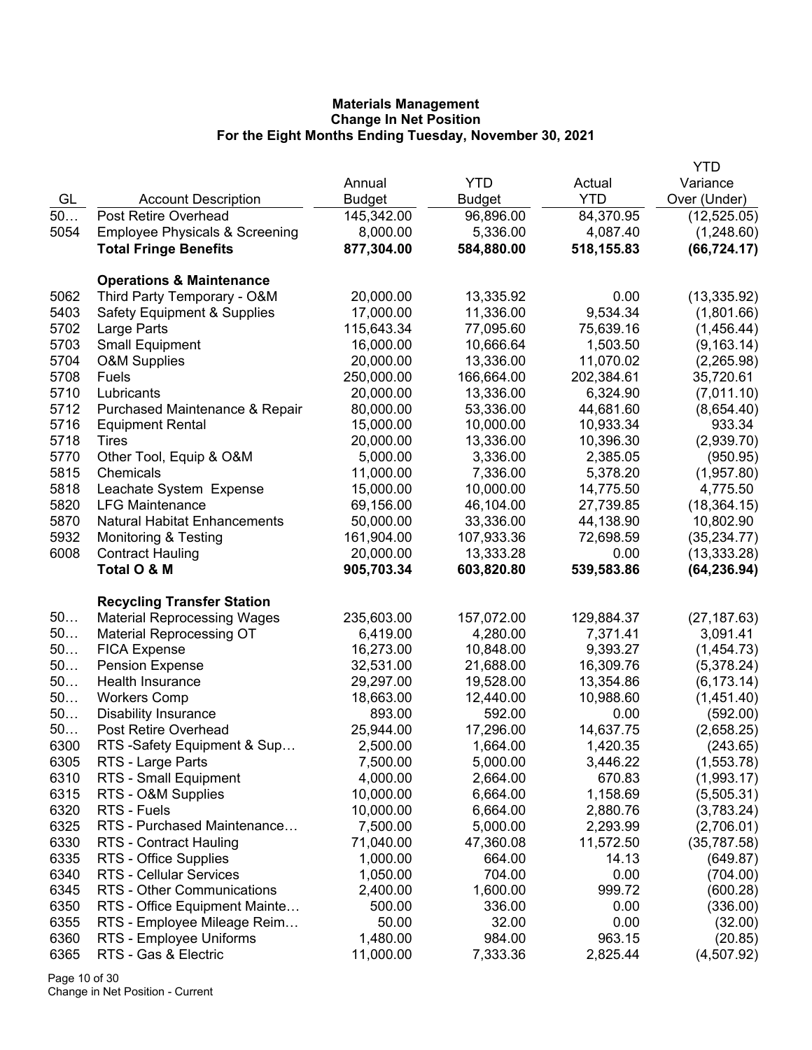**Materials Management**
**Change In Net Position**
**For the Eight Months Ending Tuesday, November 30, 2021**

| GL | Account Description | Annual Budget | YTD Budget | Actual YTD | YTD Variance Over (Under) |
|---|---|---|---|---|---|
| 50… | Post Retire Overhead | 145,342.00 | 96,896.00 | 84,370.95 | (12,525.05) |
| 5054 | Employee Physicals & Screening | 8,000.00 | 5,336.00 | 4,087.40 | (1,248.60) |
| | **Total Fringe Benefits** | **877,304.00** | **584,880.00** | **518,155.83** | **(66,724.17)** |
| | **Operations & Maintenance** | | | | |
| 5062 | Third Party Temporary - O&M | 20,000.00 | 13,335.92 | 0.00 | (13,335.92) |
| 5403 | Safety Equipment & Supplies | 17,000.00 | 11,336.00 | 9,534.34 | (1,801.66) |
| 5702 | Large Parts | 115,643.34 | 77,095.60 | 75,639.16 | (1,456.44) |
| 5703 | Small Equipment | 16,000.00 | 10,666.64 | 1,503.50 | (9,163.14) |
| 5704 | O&M Supplies | 20,000.00 | 13,336.00 | 11,070.02 | (2,265.98) |
| 5708 | Fuels | 250,000.00 | 166,664.00 | 202,384.61 | 35,720.61 |
| 5710 | Lubricants | 20,000.00 | 13,336.00 | 6,324.90 | (7,011.10) |
| 5712 | Purchased Maintenance & Repair | 80,000.00 | 53,336.00 | 44,681.60 | (8,654.40) |
| 5716 | Equipment Rental | 15,000.00 | 10,000.00 | 10,933.34 | 933.34 |
| 5718 | Tires | 20,000.00 | 13,336.00 | 10,396.30 | (2,939.70) |
| 5770 | Other Tool, Equip & O&M | 5,000.00 | 3,336.00 | 2,385.05 | (950.95) |
| 5815 | Chemicals | 11,000.00 | 7,336.00 | 5,378.20 | (1,957.80) |
| 5818 | Leachate System Expense | 15,000.00 | 10,000.00 | 14,775.50 | 4,775.50 |
| 5820 | LFG Maintenance | 69,156.00 | 46,104.00 | 27,739.85 | (18,364.15) |
| 5870 | Natural Habitat Enhancements | 50,000.00 | 33,336.00 | 44,138.90 | 10,802.90 |
| 5932 | Monitoring & Testing | 161,904.00 | 107,933.36 | 72,698.59 | (35,234.77) |
| 6008 | Contract Hauling | 20,000.00 | 13,333.28 | 0.00 | (13,333.28) |
| | **Total O & M** | **905,703.34** | **603,820.80** | **539,583.86** | **(64,236.94)** |
| | **Recycling Transfer Station** | | | | |
| 50… | Material Reprocessing Wages | 235,603.00 | 157,072.00 | 129,884.37 | (27,187.63) |
| 50… | Material Reprocessing OT | 6,419.00 | 4,280.00 | 7,371.41 | 3,091.41 |
| 50… | FICA Expense | 16,273.00 | 10,848.00 | 9,393.27 | (1,454.73) |
| 50… | Pension Expense | 32,531.00 | 21,688.00 | 16,309.76 | (5,378.24) |
| 50… | Health Insurance | 29,297.00 | 19,528.00 | 13,354.86 | (6,173.14) |
| 50… | Workers Comp | 18,663.00 | 12,440.00 | 10,988.60 | (1,451.40) |
| 50… | Disability Insurance | 893.00 | 592.00 | 0.00 | (592.00) |
| 50… | Post Retire Overhead | 25,944.00 | 17,296.00 | 14,637.75 | (2,658.25) |
| 6300 | RTS -Safety Equipment & Sup… | 2,500.00 | 1,664.00 | 1,420.35 | (243.65) |
| 6305 | RTS - Large Parts | 7,500.00 | 5,000.00 | 3,446.22 | (1,553.78) |
| 6310 | RTS - Small Equipment | 4,000.00 | 2,664.00 | 670.83 | (1,993.17) |
| 6315 | RTS - O&M Supplies | 10,000.00 | 6,664.00 | 1,158.69 | (5,505.31) |
| 6320 | RTS - Fuels | 10,000.00 | 6,664.00 | 2,880.76 | (3,783.24) |
| 6325 | RTS - Purchased Maintenance… | 7,500.00 | 5,000.00 | 2,293.99 | (2,706.01) |
| 6330 | RTS - Contract Hauling | 71,040.00 | 47,360.08 | 11,572.50 | (35,787.58) |
| 6335 | RTS - Office Supplies | 1,000.00 | 664.00 | 14.13 | (649.87) |
| 6340 | RTS - Cellular Services | 1,050.00 | 704.00 | 0.00 | (704.00) |
| 6345 | RTS - Other Communications | 2,400.00 | 1,600.00 | 999.72 | (600.28) |
| 6350 | RTS - Office Equipment Mainte… | 500.00 | 336.00 | 0.00 | (336.00) |
| 6355 | RTS - Employee Mileage Reim… | 50.00 | 32.00 | 0.00 | (32.00) |
| 6360 | RTS - Employee Uniforms | 1,480.00 | 984.00 | 963.15 | (20.85) |
| 6365 | RTS - Gas & Electric | 11,000.00 | 7,333.36 | 2,825.44 | (4,507.92) |

Change in Net Position - Current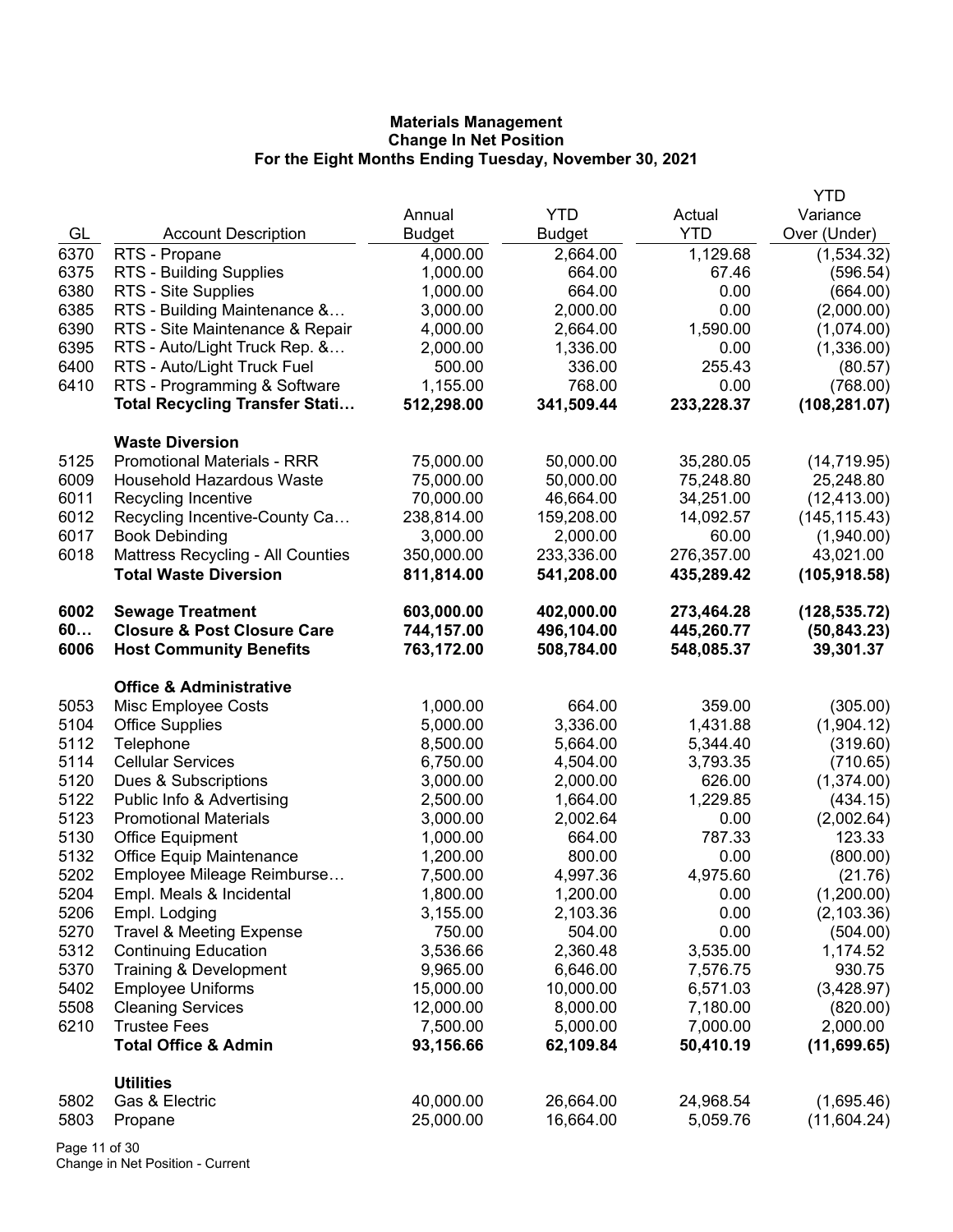**Materials Management**
**Change In Net Position**
**For the Eight Months Ending Tuesday, November 30, 2021**

| GL | Account Description | Annual Budget | YTD Budget | Actual YTD | YTD Variance Over (Under) |
|---|---|---|---|---|---|
| 6370 | RTS - Propane | 4,000.00 | 2,664.00 | 1,129.68 | (1,534.32) |
| 6375 | RTS - Building Supplies | 1,000.00 | 664.00 | 67.46 | (596.54) |
| 6380 | RTS - Site Supplies | 1,000.00 | 664.00 | 0.00 | (664.00) |
| 6385 | RTS - Building Maintenance &… | 3,000.00 | 2,000.00 | 0.00 | (2,000.00) |
| 6390 | RTS - Site Maintenance & Repair | 4,000.00 | 2,664.00 | 1,590.00 | (1,074.00) |
| 6395 | RTS - Auto/Light Truck Rep. &… | 2,000.00 | 1,336.00 | 0.00 | (1,336.00) |
| 6400 | RTS - Auto/Light Truck Fuel | 500.00 | 336.00 | 255.43 | (80.57) |
| 6410 | RTS - Programming & Software | 1,155.00 | 768.00 | 0.00 | (768.00) |
| | **Total Recycling Transfer Stati…** | **512,298.00** | **341,509.44** | **233,228.37** | **(108,281.07)** |
| | | | | | |
| | **Waste Diversion** | | | | |
| 5125 | Promotional Materials - RRR | 75,000.00 | 50,000.00 | 35,280.05 | (14,719.95) |
| 6009 | Household Hazardous Waste | 75,000.00 | 50,000.00 | 75,248.80 | 25,248.80 |
| 6011 | Recycling Incentive | 70,000.00 | 46,664.00 | 34,251.00 | (12,413.00) |
| 6012 | Recycling Incentive-County Ca… | 238,814.00 | 159,208.00 | 14,092.57 | (145,115.43) |
| 6017 | Book Debinding | 3,000.00 | 2,000.00 | 60.00 | (1,940.00) |
| 6018 | Mattress Recycling - All Counties | 350,000.00 | 233,336.00 | 276,357.00 | 43,021.00 |
| | **Total Waste Diversion** | **811,814.00** | **541,208.00** | **435,289.42** | **(105,918.58)** |
| | | | | | |
| **6002** | **Sewage Treatment** | **603,000.00** | **402,000.00** | **273,464.28** | **(128,535.72)** |
| **60…** | **Closure & Post Closure Care** | **744,157.00** | **496,104.00** | **445,260.77** | **(50,843.23)** |
| **6006** | **Host Community Benefits** | **763,172.00** | **508,784.00** | **548,085.37** | **39,301.37** |
| | | | | | |
| | **Office & Administrative** | | | | |
| 5053 | Misc Employee Costs | 1,000.00 | 664.00 | 359.00 | (305.00) |
| 5104 | Office Supplies | 5,000.00 | 3,336.00 | 1,431.88 | (1,904.12) |
| 5112 | Telephone | 8,500.00 | 5,664.00 | 5,344.40 | (319.60) |
| 5114 | Cellular Services | 6,750.00 | 4,504.00 | 3,793.35 | (710.65) |
| 5120 | Dues & Subscriptions | 3,000.00 | 2,000.00 | 626.00 | (1,374.00) |
| 5122 | Public Info & Advertising | 2,500.00 | 1,664.00 | 1,229.85 | (434.15) |
| 5123 | Promotional Materials | 3,000.00 | 2,002.64 | 0.00 | (2,002.64) |
| 5130 | Office Equipment | 1,000.00 | 664.00 | 787.33 | 123.33 |
| 5132 | Office Equip Maintenance | 1,200.00 | 800.00 | 0.00 | (800.00) |
| 5202 | Employee Mileage Reimburse… | 7,500.00 | 4,997.36 | 4,975.60 | (21.76) |
| 5204 | Empl. Meals & Incidental | 1,800.00 | 1,200.00 | 0.00 | (1,200.00) |
| 5206 | Empl. Lodging | 3,155.00 | 2,103.36 | 0.00 | (2,103.36) |
| 5270 | Travel & Meeting Expense | 750.00 | 504.00 | 0.00 | (504.00) |
| 5312 | Continuing Education | 3,536.66 | 2,360.48 | 3,535.00 | 1,174.52 |
| 5370 | Training & Development | 9,965.00 | 6,646.00 | 7,576.75 | 930.75 |
| 5402 | Employee Uniforms | 15,000.00 | 10,000.00 | 6,571.03 | (3,428.97) |
| 5508 | Cleaning Services | 12,000.00 | 8,000.00 | 7,180.00 | (820.00) |
| 6210 | Trustee Fees | 7,500.00 | 5,000.00 | 7,000.00 | 2,000.00 |
| | **Total Office & Admin** | **93,156.66** | **62,109.84** | **50,410.19** | **(11,699.65)** |
| | | | | | |
| | **Utilities** | | | | |
| 5802 | Gas & Electric | 40,000.00 | 26,664.00 | 24,968.54 | (1,695.46) |
| 5803 | Propane | 25,000.00 | 16,664.00 | 5,059.76 | (11,604.24) |

Change in Net Position - Current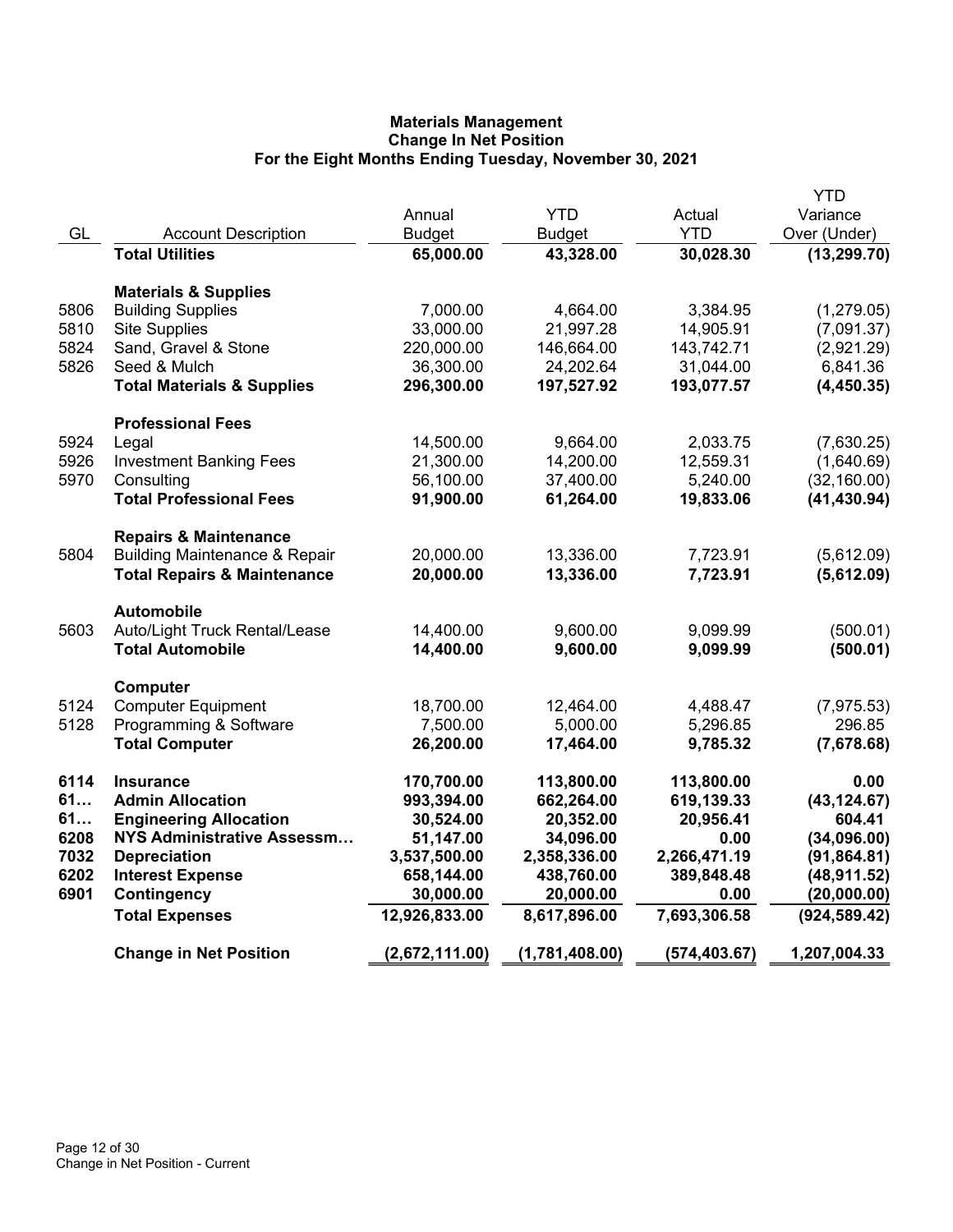**Materials Management**
**Change In Net Position**
**For the Eight Months Ending Tuesday, November 30, 2021**

| GL | Account Description | Annual Budget | YTD Budget | Actual YTD | YTD Variance Over (Under) |
|---|---|---|---|---|---|
| | **Total Utilities** | **65,000.00** | **43,328.00** | **30,028.30** | **(13,299.70)** |
| | **Materials & Supplies** | | | | |
| 5806 | Building Supplies | 7,000.00 | 4,664.00 | 3,384.95 | (1,279.05) |
| 5810 | Site Supplies | 33,000.00 | 21,997.28 | 14,905.91 | (7,091.37) |
| 5824 | Sand, Gravel & Stone | 220,000.00 | 146,664.00 | 143,742.71 | (2,921.29) |
| 5826 | Seed & Mulch | 36,300.00 | 24,202.64 | 31,044.00 | 6,841.36 |
| | **Total Materials & Supplies** | **296,300.00** | **197,527.92** | **193,077.57** | **(4,450.35)** |
| | **Professional Fees** | | | | |
| 5924 | Legal | 14,500.00 | 9,664.00 | 2,033.75 | (7,630.25) |
| 5926 | Investment Banking Fees | 21,300.00 | 14,200.00 | 12,559.31 | (1,640.69) |
| 5970 | Consulting | 56,100.00 | 37,400.00 | 5,240.00 | (32,160.00) |
| | **Total Professional Fees** | **91,900.00** | **61,264.00** | **19,833.06** | **(41,430.94)** |
| | **Repairs & Maintenance** | | | | |
| 5804 | Building Maintenance & Repair | 20,000.00 | 13,336.00 | 7,723.91 | (5,612.09) |
| | **Total Repairs & Maintenance** | **20,000.00** | **13,336.00** | **7,723.91** | **(5,612.09)** |
| | **Automobile** | | | | |
| 5603 | Auto/Light Truck Rental/Lease | 14,400.00 | 9,600.00 | 9,099.99 | (500.01) |
| | **Total Automobile** | **14,400.00** | **9,600.00** | **9,099.99** | **(500.01)** |
| | **Computer** | | | | |
| 5124 | Computer Equipment | 18,700.00 | 12,464.00 | 4,488.47 | (7,975.53) |
| 5128 | Programming & Software | 7,500.00 | 5,000.00 | 5,296.85 | 296.85 |
| | **Total Computer** | **26,200.00** | **17,464.00** | **9,785.32** | **(7,678.68)** |
| **6114** | **Insurance** | **170,700.00** | **113,800.00** | **113,800.00** | **0.00** |
| **61…** | **Admin Allocation** | **993,394.00** | **662,264.00** | **619,139.33** | **(43,124.67)** |
| **61…** | **Engineering Allocation** | **30,524.00** | **20,352.00** | **20,956.41** | **604.41** |
| **6208** | **NYS Administrative Assessm…** | **51,147.00** | **34,096.00** | **0.00** | **(34,096.00)** |
| **7032** | **Depreciation** | **3,537,500.00** | **2,358,336.00** | **2,266,471.19** | **(91,864.81)** |
| **6202** | **Interest Expense** | **658,144.00** | **438,760.00** | **389,848.48** | **(48,911.52)** |
| **6901** | **Contingency** | **30,000.00** | **20,000.00** | **0.00** | **(20,000.00)** |
| | **Total Expenses** | **12,926,833.00** | **8,617,896.00** | **7,693,306.58** | **(924,589.42)** |
| | **Change in Net Position** | **(2,672,111.00)** | **(1,781,408.00)** | **(574,403.67)** | **1,207,004.33** |

Change in Net Position - Current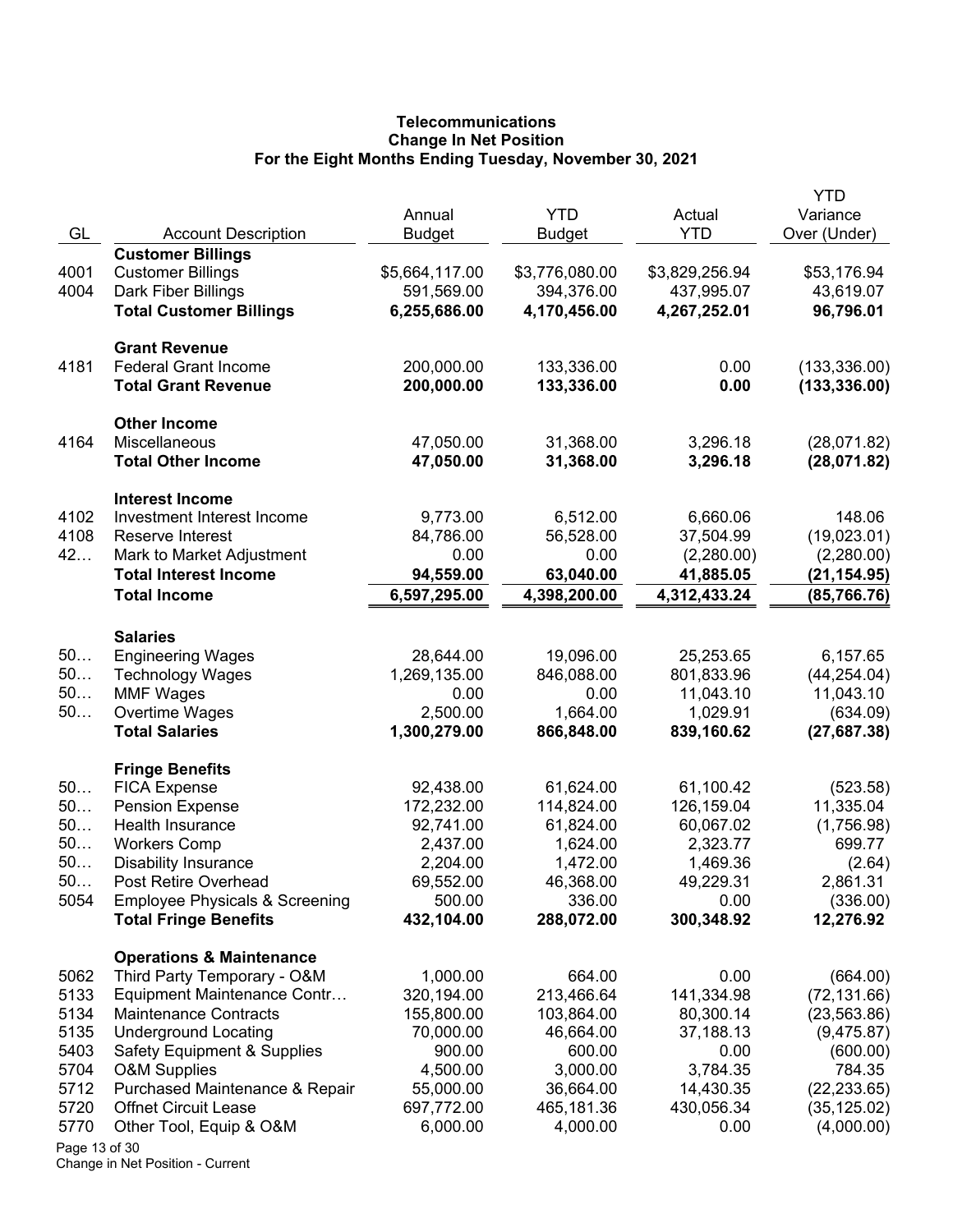# Telecommunications
## Change In Net Position
### For the Eight Months Ending Tuesday, November 30, 2021

| GL | Account Description | Annual Budget | YTD Budget | Actual YTD | YTD Variance Over (Under) |
|---|---|---|---|---|---|
| | **Customer Billings** | | | | |
| 4001 | Customer Billings | $5,664,117.00 | $3,776,080.00 | $3,829,256.94 | $53,176.94 |
| 4004 | Dark Fiber Billings | 591,569.00 | 394,376.00 | 437,995.07 | 43,619.07 |
| | **Total Customer Billings** | **6,255,686.00** | **4,170,456.00** | **4,267,252.01** | **96,796.01** |
| | **Grant Revenue** | | | | |
| 4181 | Federal Grant Income | 200,000.00 | 133,336.00 | 0.00 | (133,336.00) |
| | **Total Grant Revenue** | **200,000.00** | **133,336.00** | **0.00** | **(133,336.00)** |
| | **Other Income** | | | | |
| 4164 | Miscellaneous | 47,050.00 | 31,368.00 | 3,296.18 | (28,071.82) |
| | **Total Other Income** | **47,050.00** | **31,368.00** | **3,296.18** | **(28,071.82)** |
| | **Interest Income** | | | | |
| 4102 | Investment Interest Income | 9,773.00 | 6,512.00 | 6,660.06 | 148.06 |
| 4108 | Reserve Interest | 84,786.00 | 56,528.00 | 37,504.99 | (19,023.01) |
| 42… | Mark to Market Adjustment | 0.00 | 0.00 | (2,280.00) | (2,280.00) |
| | **Total Interest Income** | **94,559.00** | **63,040.00** | **41,885.05** | **(21,154.95)** |
| | **Total Income** | **6,597,295.00** | **4,398,200.00** | **4,312,433.24** | **(85,766.76)** |
| | **Salaries** | | | | |
| 50… | Engineering Wages | 28,644.00 | 19,096.00 | 25,253.65 | 6,157.65 |
| 50… | Technology Wages | 1,269,135.00 | 846,088.00 | 801,833.96 | (44,254.04) |
| 50… | MMF Wages | 0.00 | 0.00 | 11,043.10 | 11,043.10 |
| 50… | Overtime Wages | 2,500.00 | 1,664.00 | 1,029.91 | (634.09) |
| | **Total Salaries** | **1,300,279.00** | **866,848.00** | **839,160.62** | **(27,687.38)** |
| | **Fringe Benefits** | | | | |
| 50… | FICA Expense | 92,438.00 | 61,624.00 | 61,100.42 | (523.58) |
| 50… | Pension Expense | 172,232.00 | 114,824.00 | 126,159.04 | 11,335.04 |
| 50… | Health Insurance | 92,741.00 | 61,824.00 | 60,067.02 | (1,756.98) |
| 50… | Workers Comp | 2,437.00 | 1,624.00 | 2,323.77 | 699.77 |
| 50… | Disability Insurance | 2,204.00 | 1,472.00 | 1,469.36 | (2.64) |
| 50… | Post Retire Overhead | 69,552.00 | 46,368.00 | 49,229.31 | 2,861.31 |
| 5054 | Employee Physicals & Screening | 500.00 | 336.00 | 0.00 | (336.00) |
| | **Total Fringe Benefits** | **432,104.00** | **288,072.00** | **300,348.92** | **12,276.92** |
| | **Operations & Maintenance** | | | | |
| 5062 | Third Party Temporary - O&M | 1,000.00 | 664.00 | 0.00 | (664.00) |
| 5133 | Equipment Maintenance Contr… | 320,194.00 | 213,466.64 | 141,334.98 | (72,131.66) |
| 5134 | Maintenance Contracts | 155,800.00 | 103,864.00 | 80,300.14 | (23,563.86) |
| 5135 | Underground Locating | 70,000.00 | 46,664.00 | 37,188.13 | (9,475.87) |
| 5403 | Safety Equipment & Supplies | 900.00 | 600.00 | 0.00 | (600.00) |
| 5704 | O&M Supplies | 4,500.00 | 3,000.00 | 3,784.35 | 784.35 |
| 5712 | Purchased Maintenance & Repair | 55,000.00 | 36,664.00 | 14,430.35 | (22,233.65) |
| 5720 | Offnet Circuit Lease | 697,772.00 | 465,181.36 | 430,056.34 | (35,125.02) |
| 5770 | Other Tool, Equip & O&M | 6,000.00 | 4,000.00 | 0.00 | (4,000.00) |

Change in Net Position - Current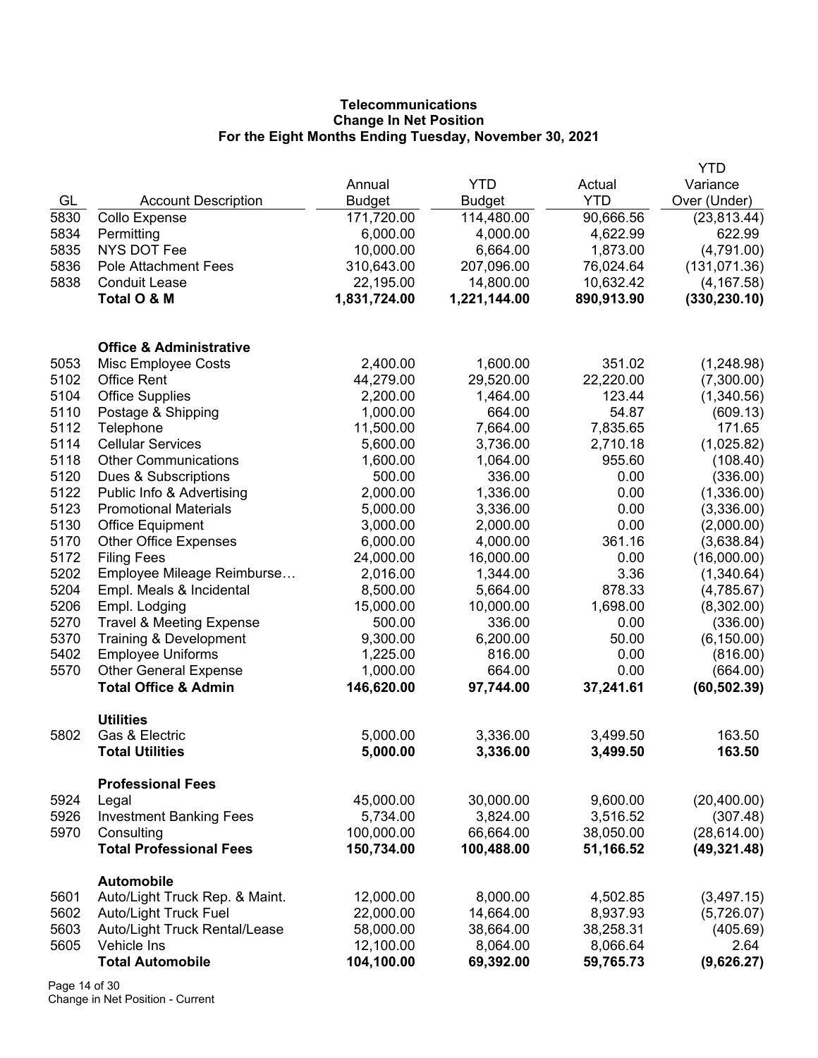**Telecommunications**
**Change In Net Position**
**For the Eight Months Ending Tuesday, November 30, 2021**

| GL | Account Description | Annual Budget | YTD Budget | Actual YTD | YTD Variance Over (Under) |
|---|---|---|---|---|---|
| 5830 | Collo Expense | 171,720.00 | 114,480.00 | 90,666.56 | (23,813.44) |
| 5834 | Permitting | 6,000.00 | 4,000.00 | 4,622.99 | 622.99 |
| 5835 | NYS DOT Fee | 10,000.00 | 6,664.00 | 1,873.00 | (4,791.00) |
| 5836 | Pole Attachment Fees | 310,643.00 | 207,096.00 | 76,024.64 | (131,071.36) |
| 5838 | Conduit Lease | 22,195.00 | 14,800.00 | 10,632.42 | (4,167.58) |
| | **Total O & M** | **1,831,724.00** | **1,221,144.00** | **890,913.90** | **(330,230.10)** |
| | | | | | |
| | **Office & Administrative** | | | | |
| 5053 | Misc Employee Costs | 2,400.00 | 1,600.00 | 351.02 | (1,248.98) |
| 5102 | Office Rent | 44,279.00 | 29,520.00 | 22,220.00 | (7,300.00) |
| 5104 | Office Supplies | 2,200.00 | 1,464.00 | 123.44 | (1,340.56) |
| 5110 | Postage & Shipping | 1,000.00 | 664.00 | 54.87 | (609.13) |
| 5112 | Telephone | 11,500.00 | 7,664.00 | 7,835.65 | 171.65 |
| 5114 | Cellular Services | 5,600.00 | 3,736.00 | 2,710.18 | (1,025.82) |
| 5118 | Other Communications | 1,600.00 | 1,064.00 | 955.60 | (108.40) |
| 5120 | Dues & Subscriptions | 500.00 | 336.00 | 0.00 | (336.00) |
| 5122 | Public Info & Advertising | 2,000.00 | 1,336.00 | 0.00 | (1,336.00) |
| 5123 | Promotional Materials | 5,000.00 | 3,336.00 | 0.00 | (3,336.00) |
| 5130 | Office Equipment | 3,000.00 | 2,000.00 | 0.00 | (2,000.00) |
| 5170 | Other Office Expenses | 6,000.00 | 4,000.00 | 361.16 | (3,638.84) |
| 5172 | Filing Fees | 24,000.00 | 16,000.00 | 0.00 | (16,000.00) |
| 5202 | Employee Mileage Reimburse… | 2,016.00 | 1,344.00 | 3.36 | (1,340.64) |
| 5204 | Empl. Meals & Incidental | 8,500.00 | 5,664.00 | 878.33 | (4,785.67) |
| 5206 | Empl. Lodging | 15,000.00 | 10,000.00 | 1,698.00 | (8,302.00) |
| 5270 | Travel & Meeting Expense | 500.00 | 336.00 | 0.00 | (336.00) |
| 5370 | Training & Development | 9,300.00 | 6,200.00 | 50.00 | (6,150.00) |
| 5402 | Employee Uniforms | 1,225.00 | 816.00 | 0.00 | (816.00) |
| 5570 | Other General Expense | 1,000.00 | 664.00 | 0.00 | (664.00) |
| | **Total Office & Admin** | **146,620.00** | **97,744.00** | **37,241.61** | **(60,502.39)** |
| | | | | | |
| | **Utilities** | | | | |
| 5802 | Gas & Electric | 5,000.00 | 3,336.00 | 3,499.50 | 163.50 |
| | **Total Utilities** | **5,000.00** | **3,336.00** | **3,499.50** | **163.50** |
| | | | | | |
| | **Professional Fees** | | | | |
| 5924 | Legal | 45,000.00 | 30,000.00 | 9,600.00 | (20,400.00) |
| 5926 | Investment Banking Fees | 5,734.00 | 3,824.00 | 3,516.52 | (307.48) |
| 5970 | Consulting | 100,000.00 | 66,664.00 | 38,050.00 | (28,614.00) |
| | **Total Professional Fees** | **150,734.00** | **100,488.00** | **51,166.52** | **(49,321.48)** |
| | | | | | |
| | **Automobile** | | | | |
| 5601 | Auto/Light Truck Rep. & Maint. | 12,000.00 | 8,000.00 | 4,502.85 | (3,497.15) |
| 5602 | Auto/Light Truck Fuel | 22,000.00 | 14,664.00 | 8,937.93 | (5,726.07) |
| 5603 | Auto/Light Truck Rental/Lease | 58,000.00 | 38,664.00 | 38,258.31 | (405.69) |
| 5605 | Vehicle Ins | 12,100.00 | 8,064.00 | 8,066.64 | 2.64 |
| | **Total Automobile** | **104,100.00** | **69,392.00** | **59,765.73** | **(9,626.27)** |

Change in Net Position - Current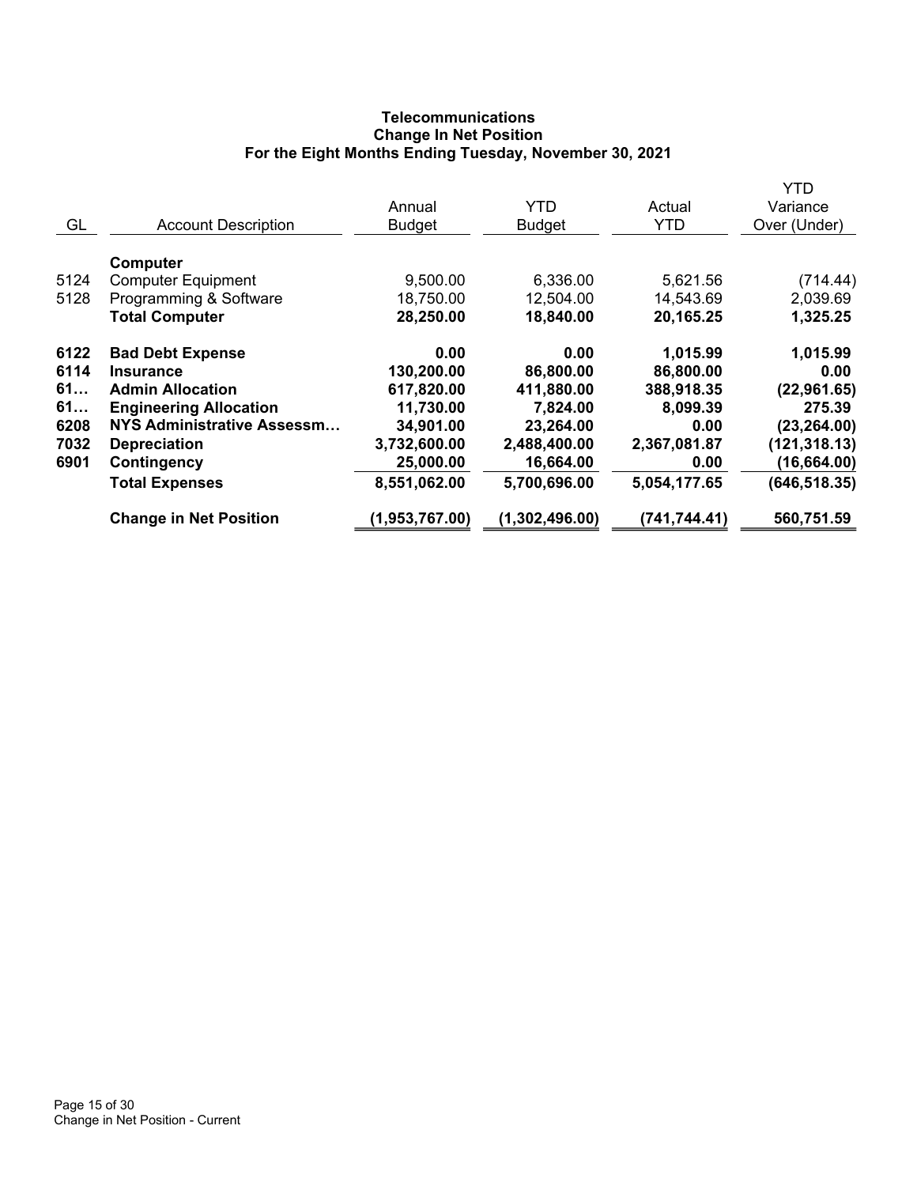# Telecommunications
## Change In Net Position
### For the Eight Months Ending Tuesday, November 30, 2021

| GL | Account Description | Annual Budget | YTD Budget | Actual YTD | YTD Variance Over (Under) |
|---|---|---|---|---|---|
| | **Computer** | | | | |
| 5124 | Computer Equipment | 9,500.00 | 6,336.00 | 5,621.56 | (714.44) |
| 5128 | Programming & Software | 18,750.00 | 12,504.00 | 14,543.69 | 2,039.69 |
| | **Total Computer** | **28,250.00** | **18,840.00** | **20,165.25** | **1,325.25** |
| **6122** | **Bad Debt Expense** | **0.00** | **0.00** | **1,015.99** | **1,015.99** |
| **6114** | **Insurance** | **130,200.00** | **86,800.00** | **86,800.00** | **0.00** |
| **61…** | **Admin Allocation** | **617,820.00** | **411,880.00** | **388,918.35** | **(22,961.65)** |
| **61…** | **Engineering Allocation** | **11,730.00** | **7,824.00** | **8,099.39** | **275.39** |
| **6208** | **NYS Administrative Assessm…** | **34,901.00** | **23,264.00** | **0.00** | **(23,264.00)** |
| **7032** | **Depreciation** | **3,732,600.00** | **2,488,400.00** | **2,367,081.87** | **(121,318.13)** |
| **6901** | **Contingency** | **25,000.00** | **16,664.00** | **0.00** | **(16,664.00)** |
| | **Total Expenses** | **8,551,062.00** | **5,700,696.00** | **5,054,177.65** | **(646,518.35)** |
| | **Change in Net Position** | **(1,953,767.00)** | **(1,302,496.00)** | **(741,744.41)** | **560,751.59** |

Change in Net Position - Current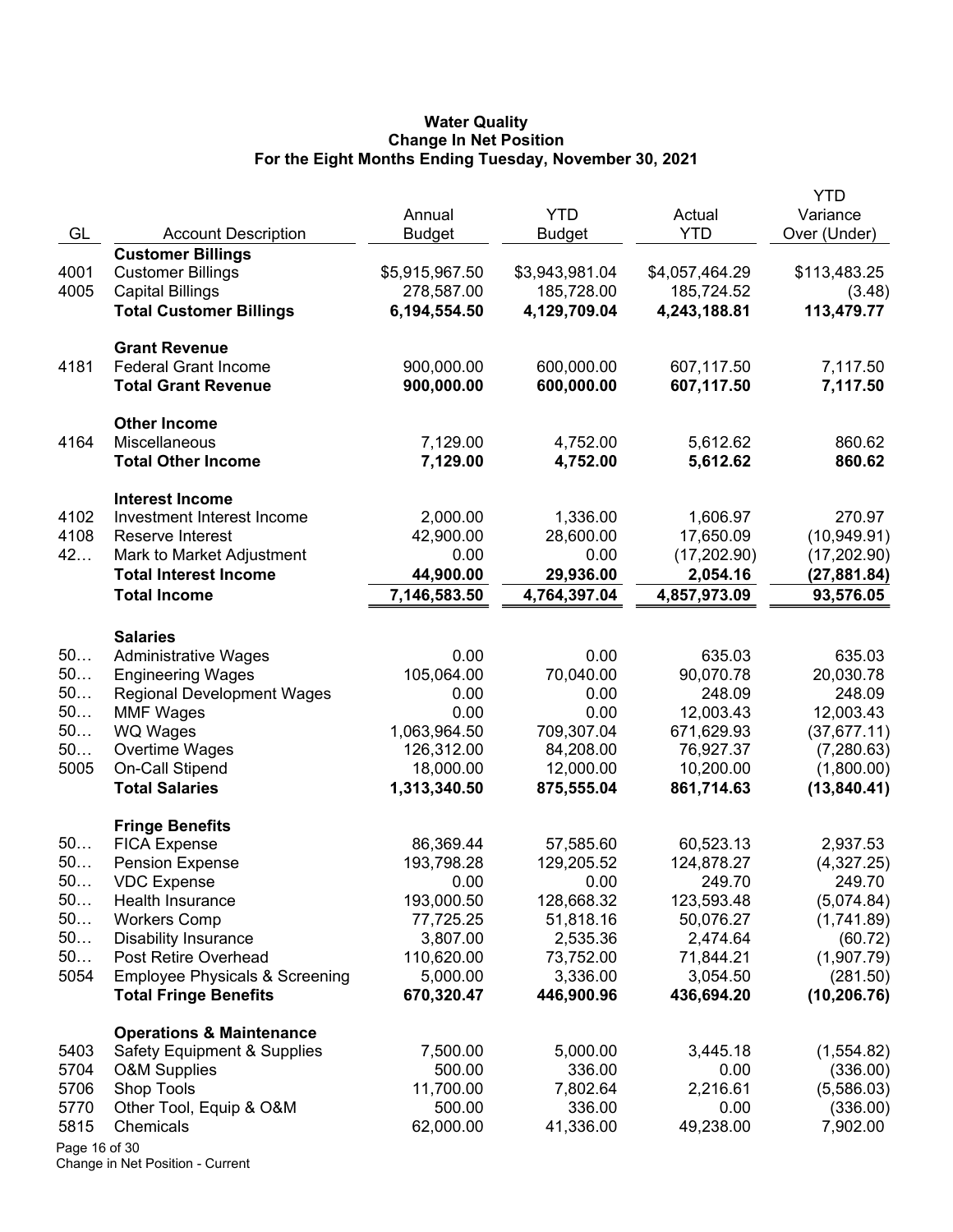**Water Quality**
**Change In Net Position**
**For the Eight Months Ending Tuesday, November 30, 2021**

| GL | Account Description | Annual Budget | YTD Budget | Actual YTD | YTD Variance Over (Under) |
|---|---|---|---|---|---|
| | **Customer Billings** | | | | |
| 4001 | Customer Billings | $5,915,967.50 | $3,943,981.04 | $4,057,464.29 | $113,483.25 |
| 4005 | Capital Billings | 278,587.00 | 185,728.00 | 185,724.52 | (3.48) |
| | **Total Customer Billings** | **6,194,554.50** | **4,129,709.04** | **4,243,188.81** | **113,479.77** |
| | **Grant Revenue** | | | | |
| 4181 | Federal Grant Income | 900,000.00 | 600,000.00 | 607,117.50 | 7,117.50 |
| | **Total Grant Revenue** | **900,000.00** | **600,000.00** | **607,117.50** | **7,117.50** |
| | **Other Income** | | | | |
| 4164 | Miscellaneous | 7,129.00 | 4,752.00 | 5,612.62 | 860.62 |
| | **Total Other Income** | **7,129.00** | **4,752.00** | **5,612.62** | **860.62** |
| | **Interest Income** | | | | |
| 4102 | Investment Interest Income | 2,000.00 | 1,336.00 | 1,606.97 | 270.97 |
| 4108 | Reserve Interest | 42,900.00 | 28,600.00 | 17,650.09 | (10,949.91) |
| 42… | Mark to Market Adjustment | 0.00 | 0.00 | (17,202.90) | (17,202.90) |
| | **Total Interest Income** | **44,900.00** | **29,936.00** | **2,054.16** | **(27,881.84)** |
| | **Total Income** | **7,146,583.50** | **4,764,397.04** | **4,857,973.09** | **93,576.05** |
| | **Salaries** | | | | |
| 50… | Administrative Wages | 0.00 | 0.00 | 635.03 | 635.03 |
| 50… | Engineering Wages | 105,064.00 | 70,040.00 | 90,070.78 | 20,030.78 |
| 50… | Regional Development Wages | 0.00 | 0.00 | 248.09 | 248.09 |
| 50… | MMF Wages | 0.00 | 0.00 | 12,003.43 | 12,003.43 |
| 50… | WQ Wages | 1,063,964.50 | 709,307.04 | 671,629.93 | (37,677.11) |
| 50… | Overtime Wages | 126,312.00 | 84,208.00 | 76,927.37 | (7,280.63) |
| 5005 | On-Call Stipend | 18,000.00 | 12,000.00 | 10,200.00 | (1,800.00) |
| | **Total Salaries** | **1,313,340.50** | **875,555.04** | **861,714.63** | **(13,840.41)** |
| | **Fringe Benefits** | | | | |
| 50… | FICA Expense | 86,369.44 | 57,585.60 | 60,523.13 | 2,937.53 |
| 50… | Pension Expense | 193,798.28 | 129,205.52 | 124,878.27 | (4,327.25) |
| 50… | VDC Expense | 0.00 | 0.00 | 249.70 | 249.70 |
| 50… | Health Insurance | 193,000.50 | 128,668.32 | 123,593.48 | (5,074.84) |
| 50… | Workers Comp | 77,725.25 | 51,818.16 | 50,076.27 | (1,741.89) |
| 50… | Disability Insurance | 3,807.00 | 2,535.36 | 2,474.64 | (60.72) |
| 50… | Post Retire Overhead | 110,620.00 | 73,752.00 | 71,844.21 | (1,907.79) |
| 5054 | Employee Physicals & Screening | 5,000.00 | 3,336.00 | 3,054.50 | (281.50) |
| | **Total Fringe Benefits** | **670,320.47** | **446,900.96** | **436,694.20** | **(10,206.76)** |
| | **Operations & Maintenance** | | | | |
| 5403 | Safety Equipment & Supplies | 7,500.00 | 5,000.00 | 3,445.18 | (1,554.82) |
| 5704 | O&M Supplies | 500.00 | 336.00 | 0.00 | (336.00) |
| 5706 | Shop Tools | 11,700.00 | 7,802.64 | 2,216.61 | (5,586.03) |
| 5770 | Other Tool, Equip & O&M | 500.00 | 336.00 | 0.00 | (336.00) |
| 5815 | Chemicals | 62,000.00 | 41,336.00 | 49,238.00 | 7,902.00 |

Change in Net Position - Current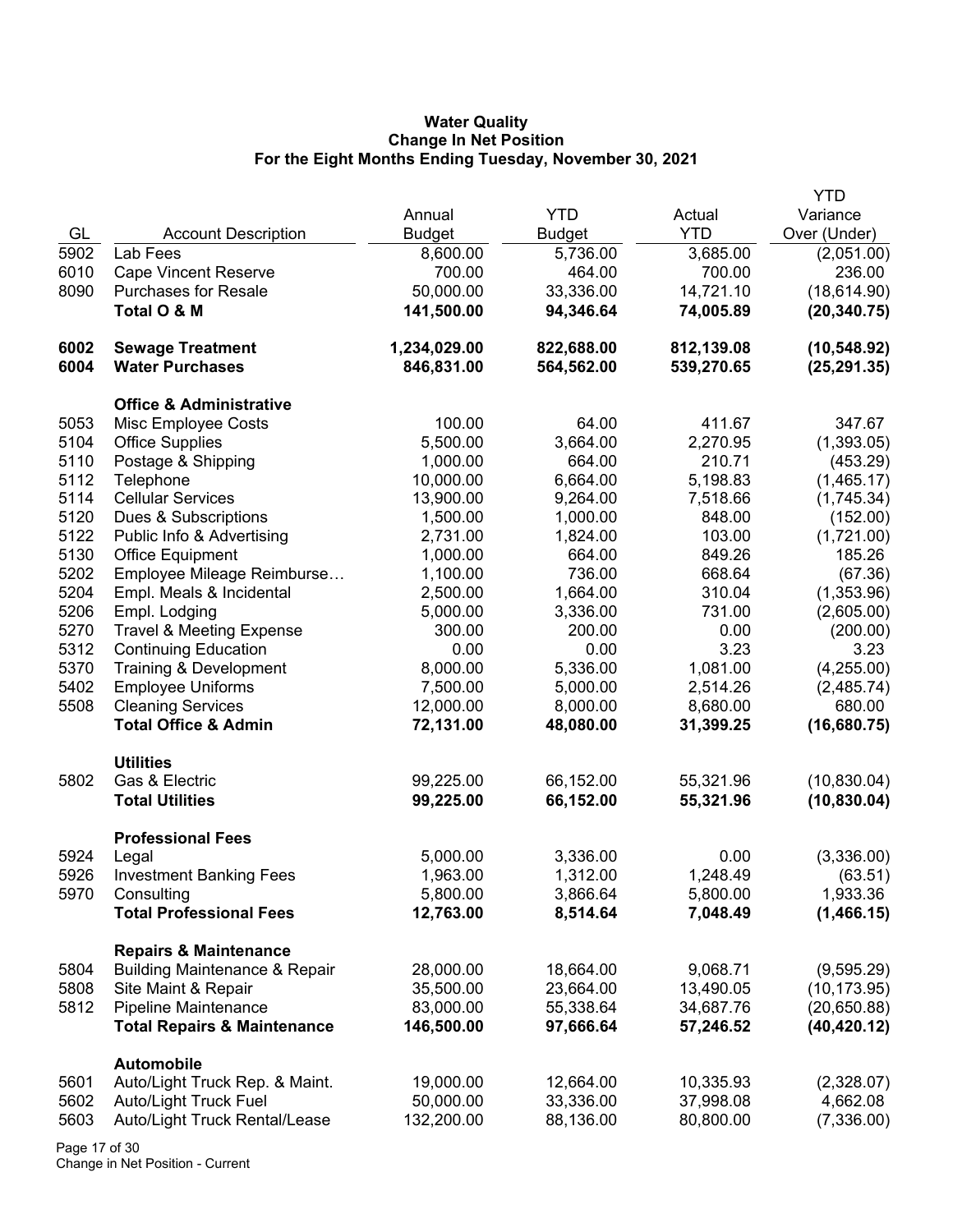**Water Quality**
**Change In Net Position**
**For the Eight Months Ending Tuesday, November 30, 2021**

| GL | Account Description | Annual Budget | YTD Budget | Actual YTD | YTD Variance Over (Under) |
|---|---|---|---|---|---|
| 5902 | Lab Fees | 8,600.00 | 5,736.00 | 3,685.00 | (2,051.00) |
| 6010 | Cape Vincent Reserve | 700.00 | 464.00 | 700.00 | 236.00 |
| 8090 | Purchases for Resale | 50,000.00 | 33,336.00 | 14,721.10 | (18,614.90) |
| | **Total O & M** | **141,500.00** | **94,346.64** | **74,005.89** | **(20,340.75)** |
| **6002** | **Sewage Treatment** | **1,234,029.00** | **822,688.00** | **812,139.08** | **(10,548.92)** |
| **6004** | **Water Purchases** | **846,831.00** | **564,562.00** | **539,270.65** | **(25,291.35)** |
| | **Office & Administrative** | | | | |
| 5053 | Misc Employee Costs | 100.00 | 64.00 | 411.67 | 347.67 |
| 5104 | Office Supplies | 5,500.00 | 3,664.00 | 2,270.95 | (1,393.05) |
| 5110 | Postage & Shipping | 1,000.00 | 664.00 | 210.71 | (453.29) |
| 5112 | Telephone | 10,000.00 | 6,664.00 | 5,198.83 | (1,465.17) |
| 5114 | Cellular Services | 13,900.00 | 9,264.00 | 7,518.66 | (1,745.34) |
| 5120 | Dues & Subscriptions | 1,500.00 | 1,000.00 | 848.00 | (152.00) |
| 5122 | Public Info & Advertising | 2,731.00 | 1,824.00 | 103.00 | (1,721.00) |
| 5130 | Office Equipment | 1,000.00 | 664.00 | 849.26 | 185.26 |
| 5202 | Employee Mileage Reimburse… | 1,100.00 | 736.00 | 668.64 | (67.36) |
| 5204 | Empl. Meals & Incidental | 2,500.00 | 1,664.00 | 310.04 | (1,353.96) |
| 5206 | Empl. Lodging | 5,000.00 | 3,336.00 | 731.00 | (2,605.00) |
| 5270 | Travel & Meeting Expense | 300.00 | 200.00 | 0.00 | (200.00) |
| 5312 | Continuing Education | 0.00 | 0.00 | 3.23 | 3.23 |
| 5370 | Training & Development | 8,000.00 | 5,336.00 | 1,081.00 | (4,255.00) |
| 5402 | Employee Uniforms | 7,500.00 | 5,000.00 | 2,514.26 | (2,485.74) |
| 5508 | Cleaning Services | 12,000.00 | 8,000.00 | 8,680.00 | 680.00 |
| | **Total Office & Admin** | **72,131.00** | **48,080.00** | **31,399.25** | **(16,680.75)** |
| | **Utilities** | | | | |
| 5802 | Gas & Electric | 99,225.00 | 66,152.00 | 55,321.96 | (10,830.04) |
| | **Total Utilities** | **99,225.00** | **66,152.00** | **55,321.96** | **(10,830.04)** |
| | **Professional Fees** | | | | |
| 5924 | Legal | 5,000.00 | 3,336.00 | 0.00 | (3,336.00) |
| 5926 | Investment Banking Fees | 1,963.00 | 1,312.00 | 1,248.49 | (63.51) |
| 5970 | Consulting | 5,800.00 | 3,866.64 | 5,800.00 | 1,933.36 |
| | **Total Professional Fees** | **12,763.00** | **8,514.64** | **7,048.49** | **(1,466.15)** |
| | **Repairs & Maintenance** | | | | |
| 5804 | Building Maintenance & Repair | 28,000.00 | 18,664.00 | 9,068.71 | (9,595.29) |
| 5808 | Site Maint & Repair | 35,500.00 | 23,664.00 | 13,490.05 | (10,173.95) |
| 5812 | Pipeline Maintenance | 83,000.00 | 55,338.64 | 34,687.76 | (20,650.88) |
| | **Total Repairs & Maintenance** | **146,500.00** | **97,666.64** | **57,246.52** | **(40,420.12)** |
| | **Automobile** | | | | |
| 5601 | Auto/Light Truck Rep. & Maint. | 19,000.00 | 12,664.00 | 10,335.93 | (2,328.07) |
| 5602 | Auto/Light Truck Fuel | 50,000.00 | 33,336.00 | 37,998.08 | 4,662.08 |
| 5603 | Auto/Light Truck Rental/Lease | 132,200.00 | 88,136.00 | 80,800.00 | (7,336.00) |

Change in Net Position - Current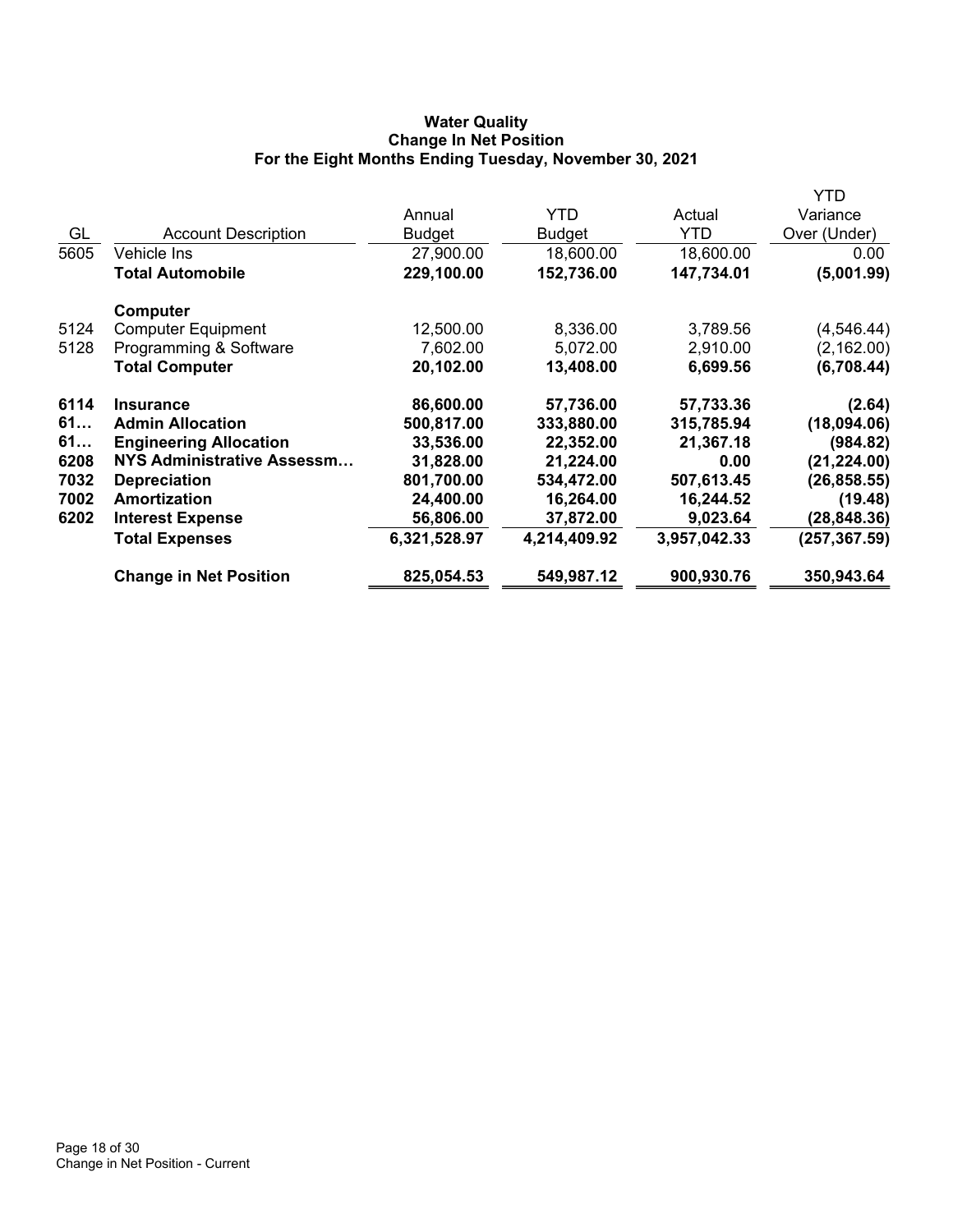**Water Quality**
**Change In Net Position**
**For the Eight Months Ending Tuesday, November 30, 2021**

| GL | Account Description | Annual Budget | YTD Budget | Actual YTD | YTD Variance Over (Under) |
|---|---|---|---|---|---|
| 5605 | Vehicle Ins | 27,900.00 | 18,600.00 | 18,600.00 | 0.00 |
| | **Total Automobile** | **229,100.00** | **152,736.00** | **147,734.01** | **(5,001.99)** |
| | **Computer** | | | | |
| 5124 | Computer Equipment | 12,500.00 | 8,336.00 | 3,789.56 | (4,546.44) |
| 5128 | Programming & Software | 7,602.00 | 5,072.00 | 2,910.00 | (2,162.00) |
| | **Total Computer** | **20,102.00** | **13,408.00** | **6,699.56** | **(6,708.44)** |
| **6114** | **Insurance** | **86,600.00** | **57,736.00** | **57,733.36** | **(2.64)** |
| **61…** | **Admin Allocation** | **500,817.00** | **333,880.00** | **315,785.94** | **(18,094.06)** |
| **61…** | **Engineering Allocation** | **33,536.00** | **22,352.00** | **21,367.18** | **(984.82)** |
| **6208** | **NYS Administrative Assessm…** | **31,828.00** | **21,224.00** | **0.00** | **(21,224.00)** |
| **7032** | **Depreciation** | **801,700.00** | **534,472.00** | **507,613.45** | **(26,858.55)** |
| **7002** | **Amortization** | **24,400.00** | **16,264.00** | **16,244.52** | **(19.48)** |
| **6202** | **Interest Expense** | **56,806.00** | **37,872.00** | **9,023.64** | **(28,848.36)** |
| | **Total Expenses** | **6,321,528.97** | **4,214,409.92** | **3,957,042.33** | **(257,367.59)** |
| | **Change in Net Position** | **825,054.53** | **549,987.12** | **900,930.76** | **350,943.64** |

Change in Net Position - Current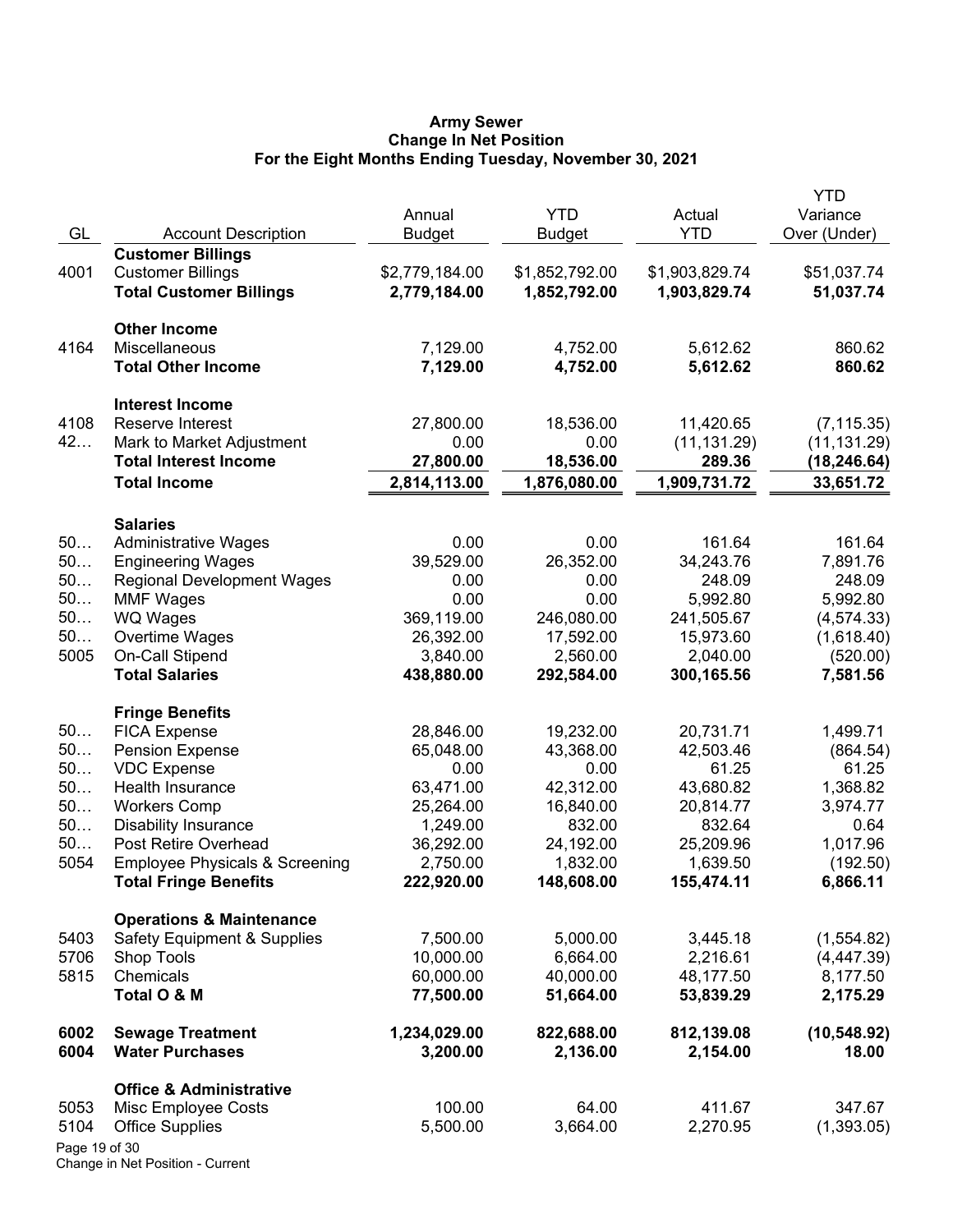**Army Sewer**
**Change In Net Position**
**For the Eight Months Ending Tuesday, November 30, 2021**

| GL | Account Description | Annual Budget | YTD Budget | Actual YTD | YTD Variance Over (Under) |
|---|---|---|---|---|---|
| | **Customer Billings** | | | | |
| 4001 | Customer Billings | $2,779,184.00 | $1,852,792.00 | $1,903,829.74 | $51,037.74 |
| | **Total Customer Billings** | **2,779,184.00** | **1,852,792.00** | **1,903,829.74** | **51,037.74** |
| | **Other Income** | | | | |
| 4164 | Miscellaneous | 7,129.00 | 4,752.00 | 5,612.62 | 860.62 |
| | **Total Other Income** | **7,129.00** | **4,752.00** | **5,612.62** | **860.62** |
| | **Interest Income** | | | | |
| 4108 | Reserve Interest | 27,800.00 | 18,536.00 | 11,420.65 | (7,115.35) |
| 42… | Mark to Market Adjustment | 0.00 | 0.00 | (11,131.29) | (11,131.29) |
| | **Total Interest Income** | **27,800.00** | **18,536.00** | **289.36** | **(18,246.64)** |
| | **Total Income** | **2,814,113.00** | **1,876,080.00** | **1,909,731.72** | **33,651.72** |
| | **Salaries** | | | | |
| 50… | Administrative Wages | 0.00 | 0.00 | 161.64 | 161.64 |
| 50… | Engineering Wages | 39,529.00 | 26,352.00 | 34,243.76 | 7,891.76 |
| 50… | Regional Development Wages | 0.00 | 0.00 | 248.09 | 248.09 |
| 50… | MMF Wages | 0.00 | 0.00 | 5,992.80 | 5,992.80 |
| 50… | WQ Wages | 369,119.00 | 246,080.00 | 241,505.67 | (4,574.33) |
| 50… | Overtime Wages | 26,392.00 | 17,592.00 | 15,973.60 | (1,618.40) |
| 5005 | On-Call Stipend | 3,840.00 | 2,560.00 | 2,040.00 | (520.00) |
| | **Total Salaries** | **438,880.00** | **292,584.00** | **300,165.56** | **7,581.56** |
| | **Fringe Benefits** | | | | |
| 50… | FICA Expense | 28,846.00 | 19,232.00 | 20,731.71 | 1,499.71 |
| 50… | Pension Expense | 65,048.00 | 43,368.00 | 42,503.46 | (864.54) |
| 50… | VDC Expense | 0.00 | 0.00 | 61.25 | 61.25 |
| 50… | Health Insurance | 63,471.00 | 42,312.00 | 43,680.82 | 1,368.82 |
| 50… | Workers Comp | 25,264.00 | 16,840.00 | 20,814.77 | 3,974.77 |
| 50… | Disability Insurance | 1,249.00 | 832.00 | 832.64 | 0.64 |
| 50… | Post Retire Overhead | 36,292.00 | 24,192.00 | 25,209.96 | 1,017.96 |
| 5054 | Employee Physicals & Screening | 2,750.00 | 1,832.00 | 1,639.50 | (192.50) |
| | **Total Fringe Benefits** | **222,920.00** | **148,608.00** | **155,474.11** | **6,866.11** |
| | **Operations & Maintenance** | | | | |
| 5403 | Safety Equipment & Supplies | 7,500.00 | 5,000.00 | 3,445.18 | (1,554.82) |
| 5706 | Shop Tools | 10,000.00 | 6,664.00 | 2,216.61 | (4,447.39) |
| 5815 | Chemicals | 60,000.00 | 40,000.00 | 48,177.50 | 8,177.50 |
| | **Total O & M** | **77,500.00** | **51,664.00** | **53,839.29** | **2,175.29** |
| **6002** | **Sewage Treatment** | **1,234,029.00** | **822,688.00** | **812,139.08** | **(10,548.92)** |
| **6004** | **Water Purchases** | **3,200.00** | **2,136.00** | **2,154.00** | **18.00** |
| | **Office & Administrative** | | | | |
| 5053 | Misc Employee Costs | 100.00 | 64.00 | 411.67 | 347.67 |
| 5104 | Office Supplies | 5,500.00 | 3,664.00 | 2,270.95 | (1,393.05) |

Change in Net Position - Current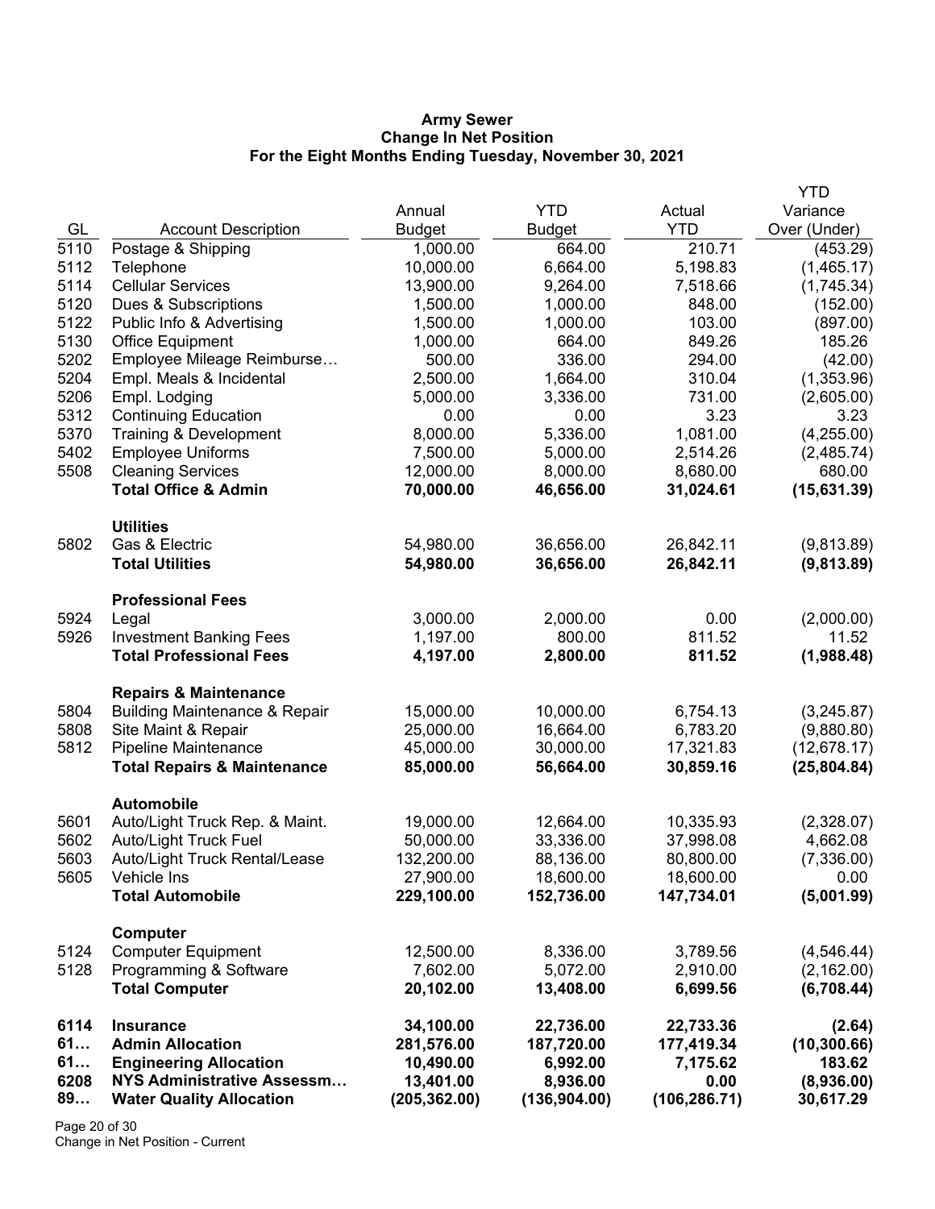**Army Sewer**
**Change In Net Position**
**For the Eight Months Ending Tuesday, November 30, 2021**

| GL | Account Description | Annual Budget | YTD Budget | Actual YTD | YTD Variance Over (Under) |
|---|---|---|---|---|---|
| 5110 | Postage & Shipping | 1,000.00 | 664.00 | 210.71 | (453.29) |
| 5112 | Telephone | 10,000.00 | 6,664.00 | 5,198.83 | (1,465.17) |
| 5114 | Cellular Services | 13,900.00 | 9,264.00 | 7,518.66 | (1,745.34) |
| 5120 | Dues & Subscriptions | 1,500.00 | 1,000.00 | 848.00 | (152.00) |
| 5122 | Public Info & Advertising | 1,500.00 | 1,000.00 | 103.00 | (897.00) |
| 5130 | Office Equipment | 1,000.00 | 664.00 | 849.26 | 185.26 |
| 5202 | Employee Mileage Reimburse… | 500.00 | 336.00 | 294.00 | (42.00) |
| 5204 | Empl. Meals & Incidental | 2,500.00 | 1,664.00 | 310.04 | (1,353.96) |
| 5206 | Empl. Lodging | 5,000.00 | 3,336.00 | 731.00 | (2,605.00) |
| 5312 | Continuing Education | 0.00 | 0.00 | 3.23 | 3.23 |
| 5370 | Training & Development | 8,000.00 | 5,336.00 | 1,081.00 | (4,255.00) |
| 5402 | Employee Uniforms | 7,500.00 | 5,000.00 | 2,514.26 | (2,485.74) |
| 5508 | Cleaning Services | 12,000.00 | 8,000.00 | 8,680.00 | 680.00 |
| | **Total Office & Admin** | **70,000.00** | **46,656.00** | **31,024.61** | **(15,631.39)** |
| | **Utilities** | | | | |
| 5802 | Gas & Electric | 54,980.00 | 36,656.00 | 26,842.11 | (9,813.89) |
| | **Total Utilities** | **54,980.00** | **36,656.00** | **26,842.11** | **(9,813.89)** |
| | **Professional Fees** | | | | |
| 5924 | Legal | 3,000.00 | 2,000.00 | 0.00 | (2,000.00) |
| 5926 | Investment Banking Fees | 1,197.00 | 800.00 | 811.52 | 11.52 |
| | **Total Professional Fees** | **4,197.00** | **2,800.00** | **811.52** | **(1,988.48)** |
| | **Repairs & Maintenance** | | | | |
| 5804 | Building Maintenance & Repair | 15,000.00 | 10,000.00 | 6,754.13 | (3,245.87) |
| 5808 | Site Maint & Repair | 25,000.00 | 16,664.00 | 6,783.20 | (9,880.80) |
| 5812 | Pipeline Maintenance | 45,000.00 | 30,000.00 | 17,321.83 | (12,678.17) |
| | **Total Repairs & Maintenance** | **85,000.00** | **56,664.00** | **30,859.16** | **(25,804.84)** |
| | **Automobile** | | | | |
| 5601 | Auto/Light Truck Rep. & Maint. | 19,000.00 | 12,664.00 | 10,335.93 | (2,328.07) |
| 5602 | Auto/Light Truck Fuel | 50,000.00 | 33,336.00 | 37,998.08 | 4,662.08 |
| 5603 | Auto/Light Truck Rental/Lease | 132,200.00 | 88,136.00 | 80,800.00 | (7,336.00) |
| 5605 | Vehicle Ins | 27,900.00 | 18,600.00 | 18,600.00 | 0.00 |
| | **Total Automobile** | **229,100.00** | **152,736.00** | **147,734.01** | **(5,001.99)** |
| | **Computer** | | | | |
| 5124 | Computer Equipment | 12,500.00 | 8,336.00 | 3,789.56 | (4,546.44) |
| 5128 | Programming & Software | 7,602.00 | 5,072.00 | 2,910.00 | (2,162.00) |
| | **Total Computer** | **20,102.00** | **13,408.00** | **6,699.56** | **(6,708.44)** |
| **6114** | **Insurance** | **34,100.00** | **22,736.00** | **22,733.36** | **(2.64)** |
| **61…** | **Admin Allocation** | **281,576.00** | **187,720.00** | **177,419.34** | **(10,300.66)** |
| **61…** | **Engineering Allocation** | **10,490.00** | **6,992.00** | **7,175.62** | **183.62** |
| **6208** | **NYS Administrative Assessm…** | **13,401.00** | **8,936.00** | **0.00** | **(8,936.00)** |
| **89…** | **Water Quality Allocation** | **(205,362.00)** | **(136,904.00)** | **(106,286.71)** | **30,617.29** |

Change in Net Position - Current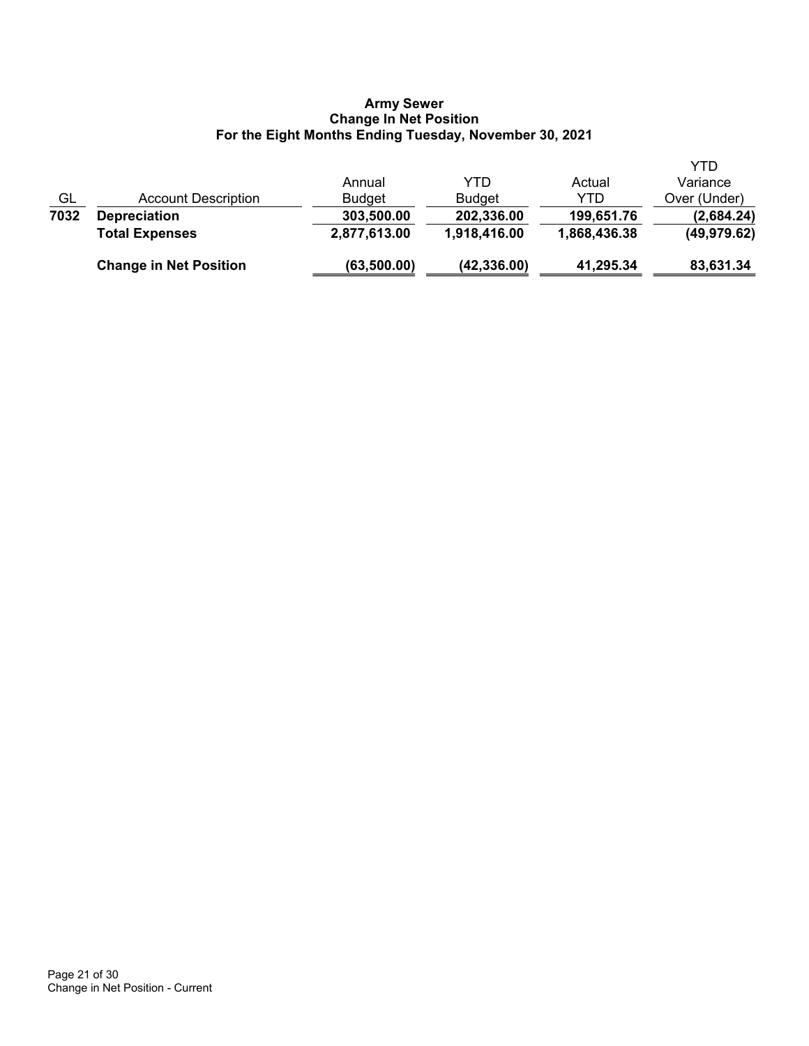**Army Sewer**
**Change In Net Position**
**For the Eight Months Ending Tuesday, November 30, 2021**

| GL | Account Description | Annual Budget | YTD Budget | Actual YTD | YTD Variance Over (Under) |
|---|---|---|---|---|---|
| **7032** | **Depreciation** | **303,500.00** | **202,336.00** | **199,651.76** | **(2,684.24)** |
| | **Total Expenses** | **2,877,613.00** | **1,918,416.00** | **1,868,436.38** | **(49,979.62)** |
| | **Change in Net Position** | **(63,500.00)** | **(42,336.00)** | **41,295.34** | **83,631.34** |

Change in Net Position - Current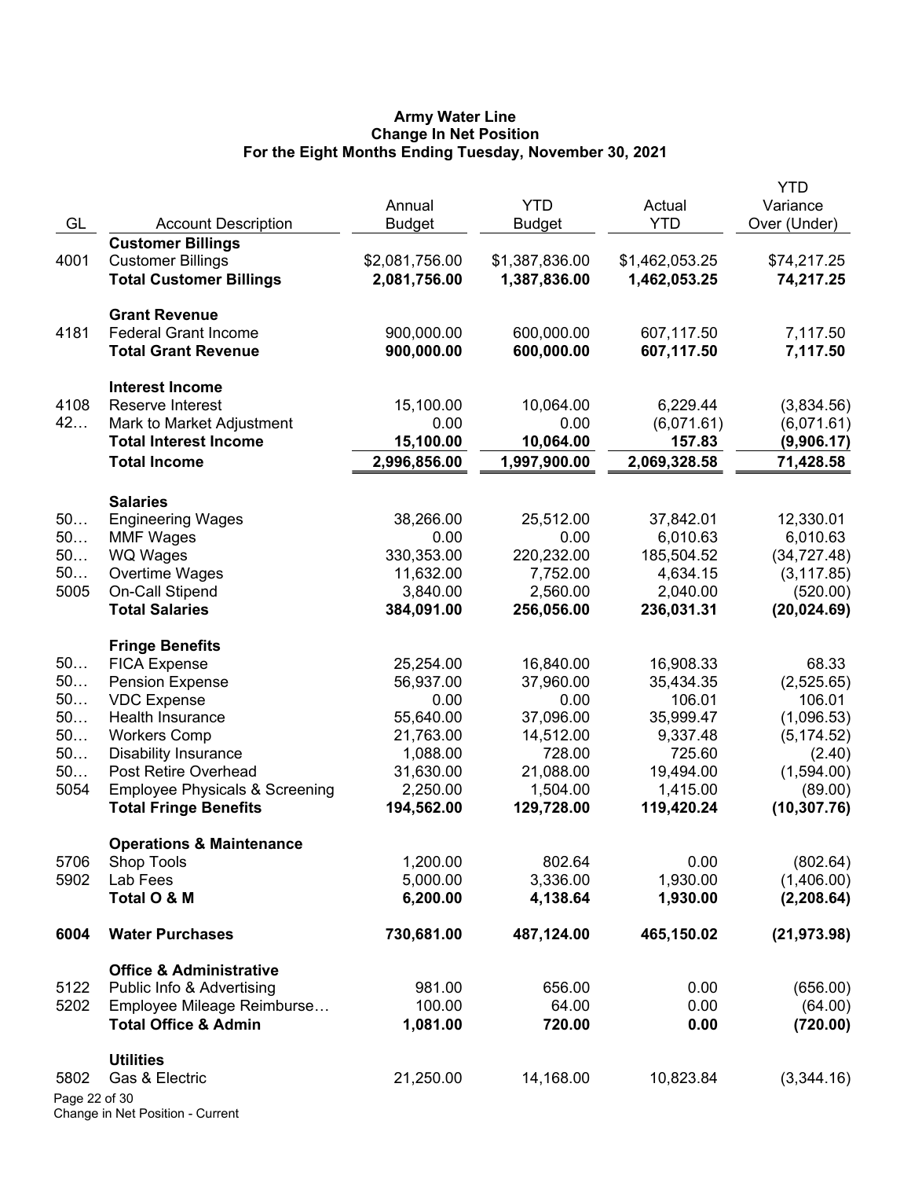# Army Water Line
## Change In Net Position
### For the Eight Months Ending Tuesday, November 30, 2021

| GL | Account Description | Annual Budget | YTD Budget | Actual YTD | YTD Variance Over (Under) |
|---|---|---|---|---|---|
| | **Customer Billings** | | | | |
| 4001 | Customer Billings | $2,081,756.00 | $1,387,836.00 | $1,462,053.25 | $74,217.25 |
| | **Total Customer Billings** | **2,081,756.00** | **1,387,836.00** | **1,462,053.25** | **74,217.25** |
| | **Grant Revenue** | | | | |
| 4181 | Federal Grant Income | 900,000.00 | 600,000.00 | 607,117.50 | 7,117.50 |
| | **Total Grant Revenue** | **900,000.00** | **600,000.00** | **607,117.50** | **7,117.50** |
| | **Interest Income** | | | | |
| 4108 | Reserve Interest | 15,100.00 | 10,064.00 | 6,229.44 | (3,834.56) |
| 42… | Mark to Market Adjustment | 0.00 | 0.00 | (6,071.61) | (6,071.61) |
| | **Total Interest Income** | **15,100.00** | **10,064.00** | **157.83** | **(9,906.17)** |
| | **Total Income** | **2,996,856.00** | **1,997,900.00** | **2,069,328.58** | **71,428.58** |
| | **Salaries** | | | | |
| 50… | Engineering Wages | 38,266.00 | 25,512.00 | 37,842.01 | 12,330.01 |
| 50… | MMF Wages | 0.00 | 0.00 | 6,010.63 | 6,010.63 |
| 50… | WQ Wages | 330,353.00 | 220,232.00 | 185,504.52 | (34,727.48) |
| 50… | Overtime Wages | 11,632.00 | 7,752.00 | 4,634.15 | (3,117.85) |
| 5005 | On-Call Stipend | 3,840.00 | 2,560.00 | 2,040.00 | (520.00) |
| | **Total Salaries** | **384,091.00** | **256,056.00** | **236,031.31** | **(20,024.69)** |
| | **Fringe Benefits** | | | | |
| 50… | FICA Expense | 25,254.00 | 16,840.00 | 16,908.33 | 68.33 |
| 50… | Pension Expense | 56,937.00 | 37,960.00 | 35,434.35 | (2,525.65) |
| 50… | VDC Expense | 0.00 | 0.00 | 106.01 | 106.01 |
| 50… | Health Insurance | 55,640.00 | 37,096.00 | 35,999.47 | (1,096.53) |
| 50… | Workers Comp | 21,763.00 | 14,512.00 | 9,337.48 | (5,174.52) |
| 50… | Disability Insurance | 1,088.00 | 728.00 | 725.60 | (2.40) |
| 50… | Post Retire Overhead | 31,630.00 | 21,088.00 | 19,494.00 | (1,594.00) |
| 5054 | Employee Physicals & Screening | 2,250.00 | 1,504.00 | 1,415.00 | (89.00) |
| | **Total Fringe Benefits** | **194,562.00** | **129,728.00** | **119,420.24** | **(10,307.76)** |
| | **Operations & Maintenance** | | | | |
| 5706 | Shop Tools | 1,200.00 | 802.64 | 0.00 | (802.64) |
| 5902 | Lab Fees | 5,000.00 | 3,336.00 | 1,930.00 | (1,406.00) |
| | **Total O & M** | **6,200.00** | **4,138.64** | **1,930.00** | **(2,208.64)** |
| **6004** | **Water Purchases** | **730,681.00** | **487,124.00** | **465,150.02** | **(21,973.98)** |
| | **Office & Administrative** | | | | |
| 5122 | Public Info & Advertising | 981.00 | 656.00 | 0.00 | (656.00) |
| 5202 | Employee Mileage Reimburse… | 100.00 | 64.00 | 0.00 | (64.00) |
| | **Total Office & Admin** | **1,081.00** | **720.00** | **0.00** | **(720.00)** |
| | **Utilities** | | | | |
| 5802 | Gas & Electric | 21,250.00 | 14,168.00 | 10,823.84 | (3,344.16) |

Change in Net Position - Current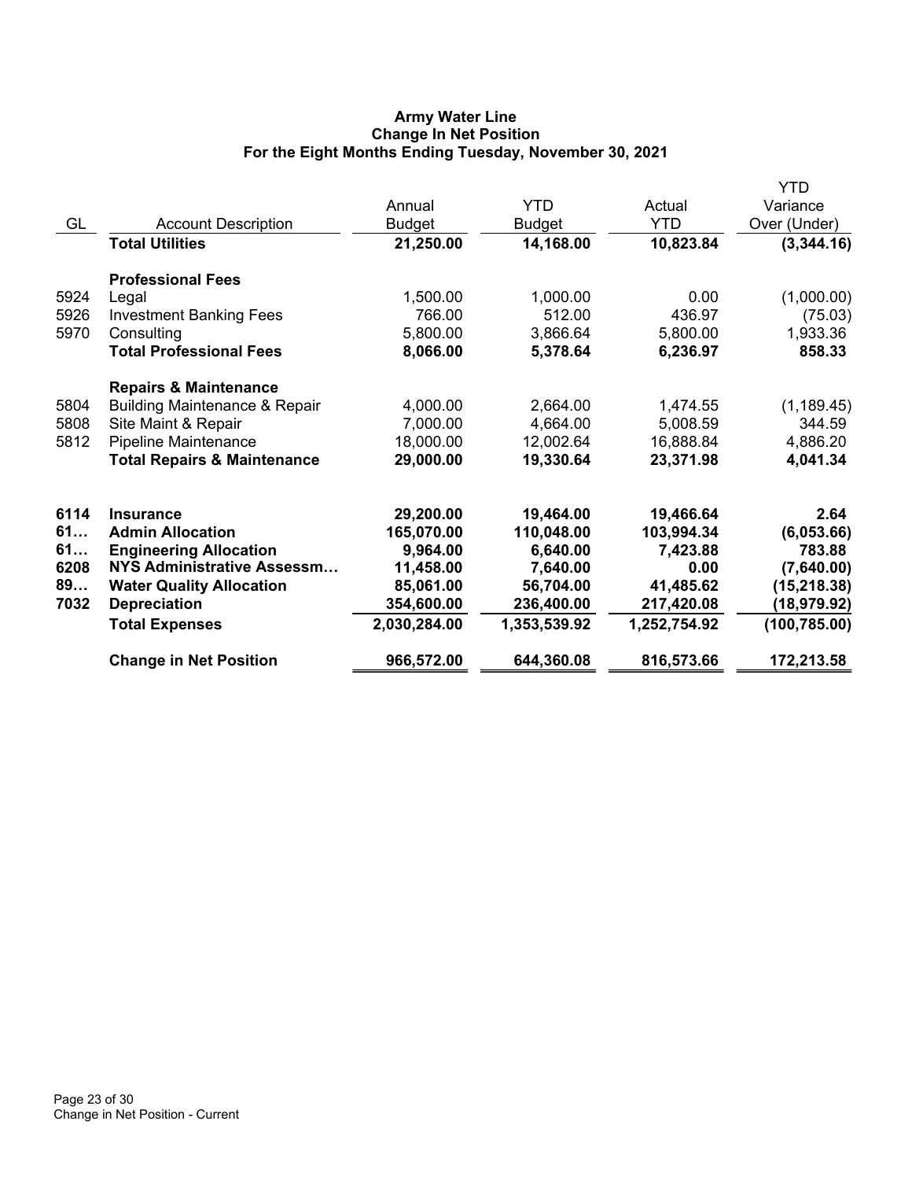**Army Water Line**
**Change In Net Position**
**For the Eight Months Ending Tuesday, November 30, 2021**

| GL | Account Description | Annual Budget | YTD Budget | Actual YTD | YTD Variance Over (Under) |
|---|---|---|---|---|---|
| | **Total Utilities** | **21,250.00** | **14,168.00** | **10,823.84** | **(3,344.16)** |
| | **Professional Fees** | | | | |
| 5924 | Legal | 1,500.00 | 1,000.00 | 0.00 | (1,000.00) |
| 5926 | Investment Banking Fees | 766.00 | 512.00 | 436.97 | (75.03) |
| 5970 | Consulting | 5,800.00 | 3,866.64 | 5,800.00 | 1,933.36 |
| | **Total Professional Fees** | **8,066.00** | **5,378.64** | **6,236.97** | **858.33** |
| | **Repairs & Maintenance** | | | | |
| 5804 | Building Maintenance & Repair | 4,000.00 | 2,664.00 | 1,474.55 | (1,189.45) |
| 5808 | Site Maint & Repair | 7,000.00 | 4,664.00 | 5,008.59 | 344.59 |
| 5812 | Pipeline Maintenance | 18,000.00 | 12,002.64 | 16,888.84 | 4,886.20 |
| | **Total Repairs & Maintenance** | **29,000.00** | **19,330.64** | **23,371.98** | **4,041.34** |
| **6114** | **Insurance** | **29,200.00** | **19,464.00** | **19,466.64** | **2.64** |
| **61…** | **Admin Allocation** | **165,070.00** | **110,048.00** | **103,994.34** | **(6,053.66)** |
| **61…** | **Engineering Allocation** | **9,964.00** | **6,640.00** | **7,423.88** | **783.88** |
| **6208** | **NYS Administrative Assessm…** | **11,458.00** | **7,640.00** | **0.00** | **(7,640.00)** |
| **89…** | **Water Quality Allocation** | **85,061.00** | **56,704.00** | **41,485.62** | **(15,218.38)** |
| **7032** | **Depreciation** | **354,600.00** | **236,400.00** | **217,420.08** | **(18,979.92)** |
| | **Total Expenses** | **2,030,284.00** | **1,353,539.92** | **1,252,754.92** | **(100,785.00)** |
| | **Change in Net Position** | **966,572.00** | **644,360.08** | **816,573.66** | **172,213.58** |

Change in Net Position - Current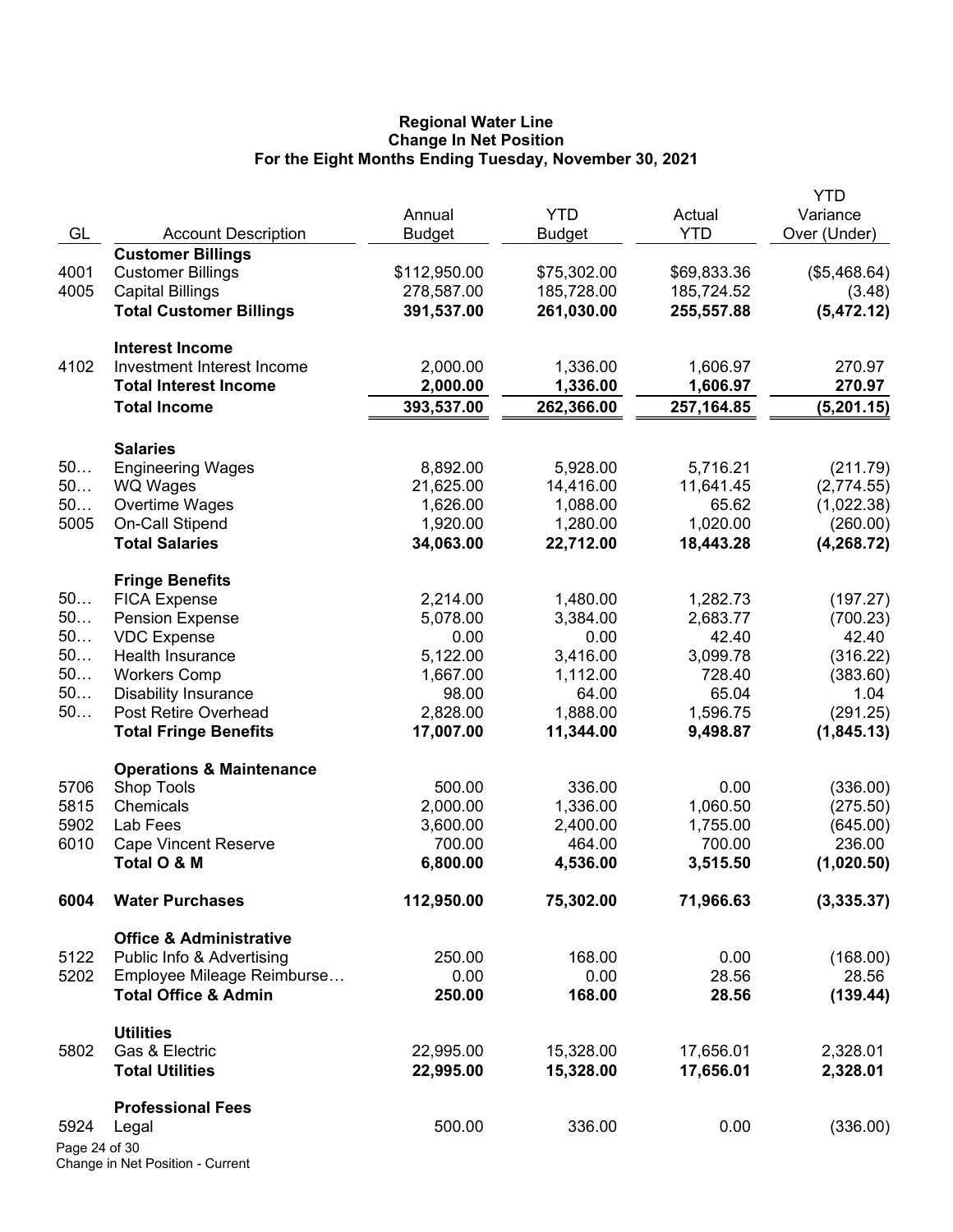**Regional Water Line**
**Change In Net Position**
**For the Eight Months Ending Tuesday, November 30, 2021**

| GL | Account Description | Annual Budget | YTD Budget | Actual YTD | YTD Variance Over (Under) |
|---|---|---|---|---|---|
| | **Customer Billings** | | | | |
| 4001 | Customer Billings | $112,950.00 | $75,302.00 | $69,833.36 | ($5,468.64) |
| 4005 | Capital Billings | 278,587.00 | 185,728.00 | 185,724.52 | (3.48) |
| | **Total Customer Billings** | **391,537.00** | **261,030.00** | **255,557.88** | **(5,472.12)** |
| | **Interest Income** | | | | |
| 4102 | Investment Interest Income | 2,000.00 | 1,336.00 | 1,606.97 | 270.97 |
| | **Total Interest Income** | **2,000.00** | **1,336.00** | **1,606.97** | **270.97** |
| | **Total Income** | **393,537.00** | **262,366.00** | **257,164.85** | **(5,201.15)** |
| | **Salaries** | | | | |
| 50… | Engineering Wages | 8,892.00 | 5,928.00 | 5,716.21 | (211.79) |
| 50… | WQ Wages | 21,625.00 | 14,416.00 | 11,641.45 | (2,774.55) |
| 50… | Overtime Wages | 1,626.00 | 1,088.00 | 65.62 | (1,022.38) |
| 5005 | On-Call Stipend | 1,920.00 | 1,280.00 | 1,020.00 | (260.00) |
| | **Total Salaries** | **34,063.00** | **22,712.00** | **18,443.28** | **(4,268.72)** |
| | **Fringe Benefits** | | | | |
| 50… | FICA Expense | 2,214.00 | 1,480.00 | 1,282.73 | (197.27) |
| 50… | Pension Expense | 5,078.00 | 3,384.00 | 2,683.77 | (700.23) |
| 50… | VDC Expense | 0.00 | 0.00 | 42.40 | 42.40 |
| 50… | Health Insurance | 5,122.00 | 3,416.00 | 3,099.78 | (316.22) |
| 50… | Workers Comp | 1,667.00 | 1,112.00 | 728.40 | (383.60) |
| 50… | Disability Insurance | 98.00 | 64.00 | 65.04 | 1.04 |
| 50… | Post Retire Overhead | 2,828.00 | 1,888.00 | 1,596.75 | (291.25) |
| | **Total Fringe Benefits** | **17,007.00** | **11,344.00** | **9,498.87** | **(1,845.13)** |
| | **Operations & Maintenance** | | | | |
| 5706 | Shop Tools | 500.00 | 336.00 | 0.00 | (336.00) |
| 5815 | Chemicals | 2,000.00 | 1,336.00 | 1,060.50 | (275.50) |
| 5902 | Lab Fees | 3,600.00 | 2,400.00 | 1,755.00 | (645.00) |
| 6010 | Cape Vincent Reserve | 700.00 | 464.00 | 700.00 | 236.00 |
| | **Total O & M** | **6,800.00** | **4,536.00** | **3,515.50** | **(1,020.50)** |
| **6004** | **Water Purchases** | **112,950.00** | **75,302.00** | **71,966.63** | **(3,335.37)** |
| | **Office & Administrative** | | | | |
| 5122 | Public Info & Advertising | 250.00 | 168.00 | 0.00 | (168.00) |
| 5202 | Employee Mileage Reimburse… | 0.00 | 0.00 | 28.56 | 28.56 |
| | **Total Office & Admin** | **250.00** | **168.00** | **28.56** | **(139.44)** |
| | **Utilities** | | | | |
| 5802 | Gas & Electric | 22,995.00 | 15,328.00 | 17,656.01 | 2,328.01 |
| | **Total Utilities** | **22,995.00** | **15,328.00** | **17,656.01** | **2,328.01** |
| | **Professional Fees** | | | | |
| 5924 | Legal | 500.00 | 336.00 | 0.00 | (336.00) |

Change in Net Position - Current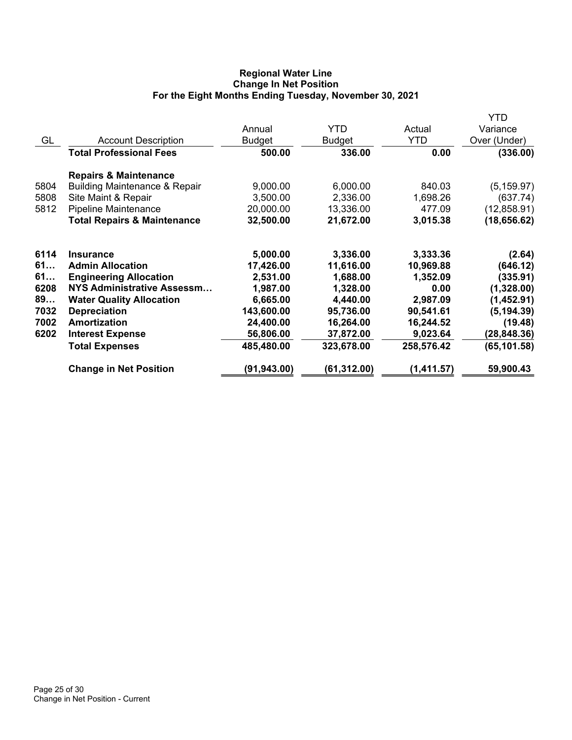# Regional Water Line
## Change In Net Position
### For the Eight Months Ending Tuesday, November 30, 2021

| GL | Account Description | Annual Budget | YTD Budget | Actual YTD | YTD Variance Over (Under) |
|---|---|---|---|---|---|
| | **Total Professional Fees** | **500.00** | **336.00** | **0.00** | **(336.00)** |
| | **Repairs & Maintenance** | | | | |
| 5804 | Building Maintenance & Repair | 9,000.00 | 6,000.00 | 840.03 | (5,159.97) |
| 5808 | Site Maint & Repair | 3,500.00 | 2,336.00 | 1,698.26 | (637.74) |
| 5812 | Pipeline Maintenance | 20,000.00 | 13,336.00 | 477.09 | (12,858.91) |
| | **Total Repairs & Maintenance** | **32,500.00** | **21,672.00** | **3,015.38** | **(18,656.62)** |
| **6114** | **Insurance** | **5,000.00** | **3,336.00** | **3,333.36** | **(2.64)** |
| **61…** | **Admin Allocation** | **17,426.00** | **11,616.00** | **10,969.88** | **(646.12)** |
| **61…** | **Engineering Allocation** | **2,531.00** | **1,688.00** | **1,352.09** | **(335.91)** |
| **6208** | **NYS Administrative Assessm…** | **1,987.00** | **1,328.00** | **0.00** | **(1,328.00)** |
| **89…** | **Water Quality Allocation** | **6,665.00** | **4,440.00** | **2,987.09** | **(1,452.91)** |
| **7032** | **Depreciation** | **143,600.00** | **95,736.00** | **90,541.61** | **(5,194.39)** |
| **7002** | **Amortization** | **24,400.00** | **16,264.00** | **16,244.52** | **(19.48)** |
| **6202** | **Interest Expense** | **56,806.00** | **37,872.00** | **9,023.64** | **(28,848.36)** |
| | **Total Expenses** | **485,480.00** | **323,678.00** | **258,576.42** | **(65,101.58)** |
| | **Change in Net Position** | **(91,943.00)** | **(61,312.00)** | **(1,411.57)** | **59,900.43** |

Change in Net Position - Current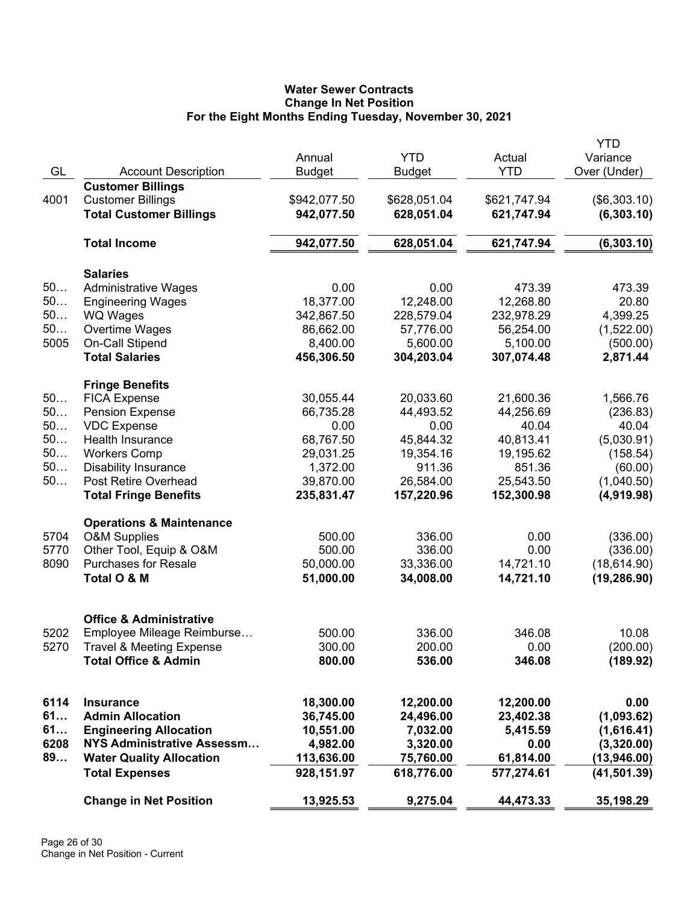# Water Sewer Contracts
## Change In Net Position
### For the Eight Months Ending Tuesday, November 30, 2021

| GL | Account Description | Annual Budget | YTD Budget | Actual YTD | YTD Variance Over (Under) |
|---|---|---|---|---|---|
| | **Customer Billings** | | | | |
| 4001 | Customer Billings | $942,077.50 | $628,051.04 | $621,747.94 | ($6,303.10) |
| | **Total Customer Billings** | **942,077.50** | **628,051.04** | **621,747.94** | **(6,303.10)** |
| | **Total Income** | **942,077.50** | **628,051.04** | **621,747.94** | **(6,303.10)** |
| | **Salaries** | | | | |
| 50… | Administrative Wages | 0.00 | 0.00 | 473.39 | 473.39 |
| 50… | Engineering Wages | 18,377.00 | 12,248.00 | 12,268.80 | 20.80 |
| 50… | WQ Wages | 342,867.50 | 228,579.04 | 232,978.29 | 4,399.25 |
| 50… | Overtime Wages | 86,662.00 | 57,776.00 | 56,254.00 | (1,522.00) |
| 5005 | On-Call Stipend | 8,400.00 | 5,600.00 | 5,100.00 | (500.00) |
| | **Total Salaries** | **456,306.50** | **304,203.04** | **307,074.48** | **2,871.44** |
| | **Fringe Benefits** | | | | |
| 50… | FICA Expense | 30,055.44 | 20,033.60 | 21,600.36 | 1,566.76 |
| 50… | Pension Expense | 66,735.28 | 44,493.52 | 44,256.69 | (236.83) |
| 50… | VDC Expense | 0.00 | 0.00 | 40.04 | 40.04 |
| 50… | Health Insurance | 68,767.50 | 45,844.32 | 40,813.41 | (5,030.91) |
| 50… | Workers Comp | 29,031.25 | 19,354.16 | 19,195.62 | (158.54) |
| 50… | Disability Insurance | 1,372.00 | 911.36 | 851.36 | (60.00) |
| 50… | Post Retire Overhead | 39,870.00 | 26,584.00 | 25,543.50 | (1,040.50) |
| | **Total Fringe Benefits** | **235,831.47** | **157,220.96** | **152,300.98** | **(4,919.98)** |
| | **Operations & Maintenance** | | | | |
| 5704 | O&M Supplies | 500.00 | 336.00 | 0.00 | (336.00) |
| 5770 | Other Tool, Equip & O&M | 500.00 | 336.00 | 0.00 | (336.00) |
| 8090 | Purchases for Resale | 50,000.00 | 33,336.00 | 14,721.10 | (18,614.90) |
| | **Total O & M** | **51,000.00** | **34,008.00** | **14,721.10** | **(19,286.90)** |
| | **Office & Administrative** | | | | |
| 5202 | Employee Mileage Reimburse… | 500.00 | 336.00 | 346.08 | 10.08 |
| 5270 | Travel & Meeting Expense | 300.00 | 200.00 | 0.00 | (200.00) |
| | **Total Office & Admin** | **800.00** | **536.00** | **346.08** | **(189.92)** |
| **6114** | **Insurance** | **18,300.00** | **12,200.00** | **12,200.00** | **0.00** |
| **61…** | **Admin Allocation** | **36,745.00** | **24,496.00** | **23,402.38** | **(1,093.62)** |
| **61…** | **Engineering Allocation** | **10,551.00** | **7,032.00** | **5,415.59** | **(1,616.41)** |
| **6208** | **NYS Administrative Assessm…** | **4,982.00** | **3,320.00** | **0.00** | **(3,320.00)** |
| **89…** | **Water Quality Allocation** | **113,636.00** | **75,760.00** | **61,814.00** | **(13,946.00)** |
| | **Total Expenses** | **928,151.97** | **618,776.00** | **577,274.61** | **(41,501.39)** |
| | **Change in Net Position** | **13,925.53** | **9,275.04** | **44,473.33** | **35,198.29** |

Change in Net Position - Current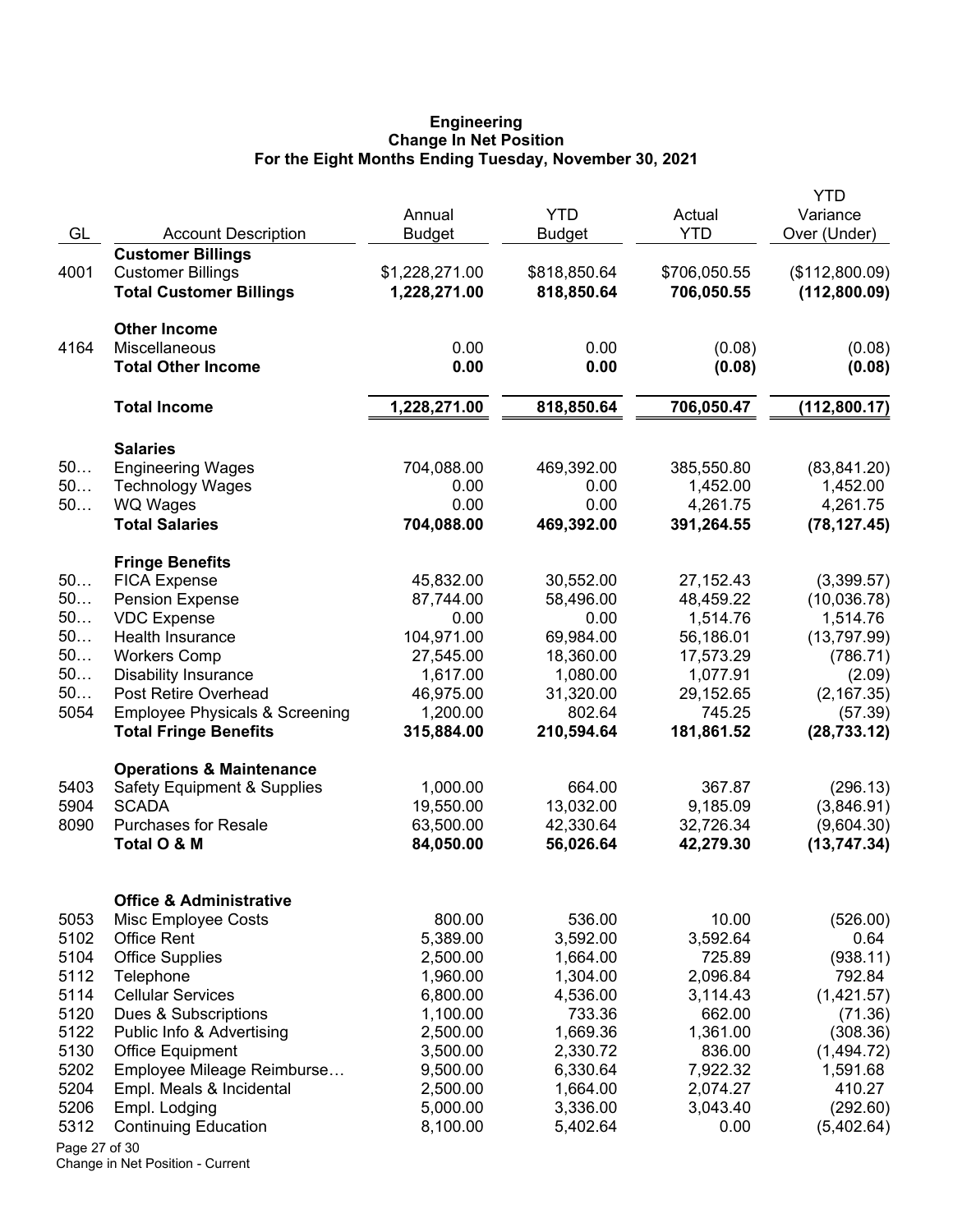**Engineering**
**Change In Net Position**
**For the Eight Months Ending Tuesday, November 30, 2021**

| GL | Account Description | Annual Budget | YTD Budget | Actual YTD | YTD Variance Over (Under) |
|---|---|---|---|---|---|
| | **Customer Billings** | | | | |
| 4001 | Customer Billings | $1,228,271.00 | $818,850.64 | $706,050.55 | ($112,800.09) |
| | **Total Customer Billings** | **1,228,271.00** | **818,850.64** | **706,050.55** | **(112,800.09)** |
| | **Other Income** | | | | |
| 4164 | Miscellaneous | 0.00 | 0.00 | (0.08) | (0.08) |
| | **Total Other Income** | **0.00** | **0.00** | **(0.08)** | **(0.08)** |
| | **Total Income** | **1,228,271.00** | **818,850.64** | **706,050.47** | **(112,800.17)** |
| | **Salaries** | | | | |
| 50… | Engineering Wages | 704,088.00 | 469,392.00 | 385,550.80 | (83,841.20) |
| 50… | Technology Wages | 0.00 | 0.00 | 1,452.00 | 1,452.00 |
| 50… | WQ Wages | 0.00 | 0.00 | 4,261.75 | 4,261.75 |
| | **Total Salaries** | **704,088.00** | **469,392.00** | **391,264.55** | **(78,127.45)** |
| | **Fringe Benefits** | | | | |
| 50… | FICA Expense | 45,832.00 | 30,552.00 | 27,152.43 | (3,399.57) |
| 50… | Pension Expense | 87,744.00 | 58,496.00 | 48,459.22 | (10,036.78) |
| 50… | VDC Expense | 0.00 | 0.00 | 1,514.76 | 1,514.76 |
| 50… | Health Insurance | 104,971.00 | 69,984.00 | 56,186.01 | (13,797.99) |
| 50… | Workers Comp | 27,545.00 | 18,360.00 | 17,573.29 | (786.71) |
| 50… | Disability Insurance | 1,617.00 | 1,080.00 | 1,077.91 | (2.09) |
| 50… | Post Retire Overhead | 46,975.00 | 31,320.00 | 29,152.65 | (2,167.35) |
| 5054 | Employee Physicals & Screening | 1,200.00 | 802.64 | 745.25 | (57.39) |
| | **Total Fringe Benefits** | **315,884.00** | **210,594.64** | **181,861.52** | **(28,733.12)** |
| | **Operations & Maintenance** | | | | |
| 5403 | Safety Equipment & Supplies | 1,000.00 | 664.00 | 367.87 | (296.13) |
| 5904 | SCADA | 19,550.00 | 13,032.00 | 9,185.09 | (3,846.91) |
| 8090 | Purchases for Resale | 63,500.00 | 42,330.64 | 32,726.34 | (9,604.30) |
| | **Total O & M** | **84,050.00** | **56,026.64** | **42,279.30** | **(13,747.34)** |
| | **Office & Administrative** | | | | |
| 5053 | Misc Employee Costs | 800.00 | 536.00 | 10.00 | (526.00) |
| 5102 | Office Rent | 5,389.00 | 3,592.00 | 3,592.64 | 0.64 |
| 5104 | Office Supplies | 2,500.00 | 1,664.00 | 725.89 | (938.11) |
| 5112 | Telephone | 1,960.00 | 1,304.00 | 2,096.84 | 792.84 |
| 5114 | Cellular Services | 6,800.00 | 4,536.00 | 3,114.43 | (1,421.57) |
| 5120 | Dues & Subscriptions | 1,100.00 | 733.36 | 662.00 | (71.36) |
| 5122 | Public Info & Advertising | 2,500.00 | 1,669.36 | 1,361.00 | (308.36) |
| 5130 | Office Equipment | 3,500.00 | 2,330.72 | 836.00 | (1,494.72) |
| 5202 | Employee Mileage Reimburse… | 9,500.00 | 6,330.64 | 7,922.32 | 1,591.68 |
| 5204 | Empl. Meals & Incidental | 2,500.00 | 1,664.00 | 2,074.27 | 410.27 |
| 5206 | Empl. Lodging | 5,000.00 | 3,336.00 | 3,043.40 | (292.60) |
| 5312 | Continuing Education | 8,100.00 | 5,402.64 | 0.00 | (5,402.64) |

Change in Net Position - Current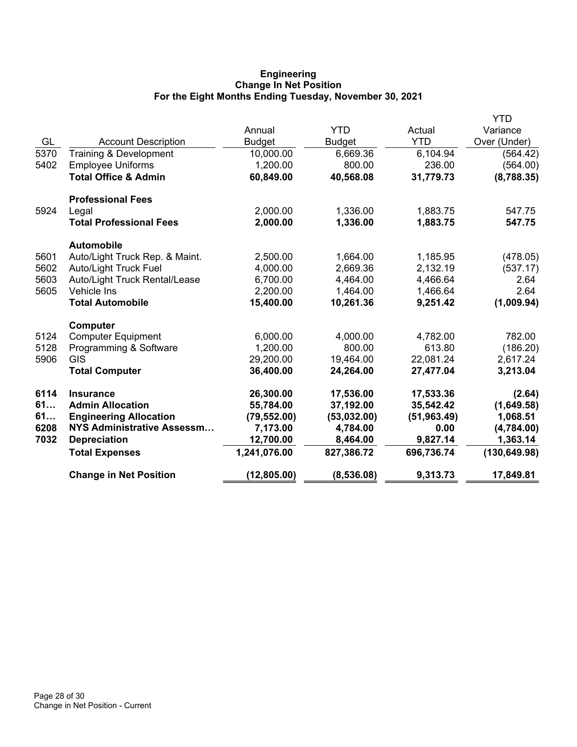**Engineering**
**Change In Net Position**
**For the Eight Months Ending Tuesday, November 30, 2021**

| GL | Account Description | Annual Budget | YTD Budget | Actual YTD | YTD Variance Over (Under) |
|---|---|---|---|---|---|
| 5370 | Training & Development | 10,000.00 | 6,669.36 | 6,104.94 | (564.42) |
| 5402 | Employee Uniforms | 1,200.00 | 800.00 | 236.00 | (564.00) |
| | **Total Office & Admin** | **60,849.00** | **40,568.08** | **31,779.73** | **(8,788.35)** |
| | **Professional Fees** | | | | |
| 5924 | Legal | 2,000.00 | 1,336.00 | 1,883.75 | 547.75 |
| | **Total Professional Fees** | **2,000.00** | **1,336.00** | **1,883.75** | **547.75** |
| | **Automobile** | | | | |
| 5601 | Auto/Light Truck Rep. & Maint. | 2,500.00 | 1,664.00 | 1,185.95 | (478.05) |
| 5602 | Auto/Light Truck Fuel | 4,000.00 | 2,669.36 | 2,132.19 | (537.17) |
| 5603 | Auto/Light Truck Rental/Lease | 6,700.00 | 4,464.00 | 4,466.64 | 2.64 |
| 5605 | Vehicle Ins | 2,200.00 | 1,464.00 | 1,466.64 | 2.64 |
| | **Total Automobile** | **15,400.00** | **10,261.36** | **9,251.42** | **(1,009.94)** |
| | **Computer** | | | | |
| 5124 | Computer Equipment | 6,000.00 | 4,000.00 | 4,782.00 | 782.00 |
| 5128 | Programming & Software | 1,200.00 | 800.00 | 613.80 | (186.20) |
| 5906 | GIS | 29,200.00 | 19,464.00 | 22,081.24 | 2,617.24 |
| | **Total Computer** | **36,400.00** | **24,264.00** | **27,477.04** | **3,213.04** |
| **6114** | **Insurance** | **26,300.00** | **17,536.00** | **17,533.36** | **(2.64)** |
| **61…** | **Admin Allocation** | **55,784.00** | **37,192.00** | **35,542.42** | **(1,649.58)** |
| **61…** | **Engineering Allocation** | **(79,552.00)** | **(53,032.00)** | **(51,963.49)** | **1,068.51** |
| **6208** | **NYS Administrative Assessm…** | **7,173.00** | **4,784.00** | **0.00** | **(4,784.00)** |
| **7032** | **Depreciation** | **12,700.00** | **8,464.00** | **9,827.14** | **1,363.14** |
| | **Total Expenses** | **1,241,076.00** | **827,386.72** | **696,736.74** | **(130,649.98)** |
| | **Change in Net Position** | **(12,805.00)** | **(8,536.08)** | **9,313.73** | **17,849.81** |

Change in Net Position - Current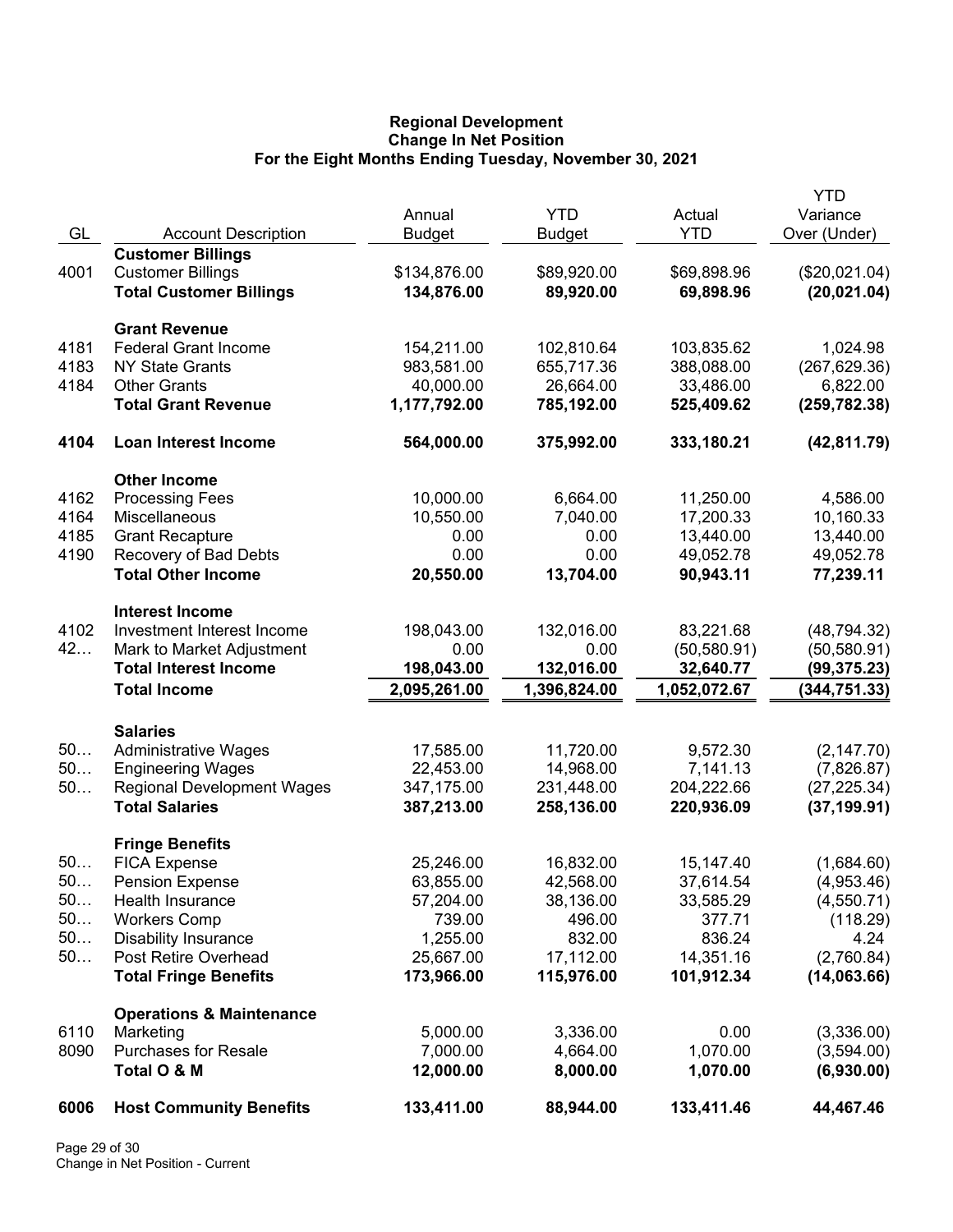# Regional Development
## Change In Net Position
### For the Eight Months Ending Tuesday, November 30, 2021

| GL | Account Description | Annual Budget | YTD Budget | Actual YTD | YTD Variance Over (Under) |
|---|---|---|---|---|---|
| | **Customer Billings** | | | | |
| 4001 | Customer Billings | $134,876.00 | $89,920.00 | $69,898.96 | ($20,021.04) |
| | **Total Customer Billings** | **134,876.00** | **89,920.00** | **69,898.96** | **(20,021.04)** |
| | **Grant Revenue** | | | | |
| 4181 | Federal Grant Income | 154,211.00 | 102,810.64 | 103,835.62 | 1,024.98 |
| 4183 | NY State Grants | 983,581.00 | 655,717.36 | 388,088.00 | (267,629.36) |
| 4184 | Other Grants | 40,000.00 | 26,664.00 | 33,486.00 | 6,822.00 |
| | **Total Grant Revenue** | **1,177,792.00** | **785,192.00** | **525,409.62** | **(259,782.38)** |
| **4104** | **Loan Interest Income** | **564,000.00** | **375,992.00** | **333,180.21** | **(42,811.79)** |
| | **Other Income** | | | | |
| 4162 | Processing Fees | 10,000.00 | 6,664.00 | 11,250.00 | 4,586.00 |
| 4164 | Miscellaneous | 10,550.00 | 7,040.00 | 17,200.33 | 10,160.33 |
| 4185 | Grant Recapture | 0.00 | 0.00 | 13,440.00 | 13,440.00 |
| 4190 | Recovery of Bad Debts | 0.00 | 0.00 | 49,052.78 | 49,052.78 |
| | **Total Other Income** | **20,550.00** | **13,704.00** | **90,943.11** | **77,239.11** |
| | **Interest Income** | | | | |
| 4102 | Investment Interest Income | 198,043.00 | 132,016.00 | 83,221.68 | (48,794.32) |
| 42… | Mark to Market Adjustment | 0.00 | 0.00 | (50,580.91) | (50,580.91) |
| | **Total Interest Income** | **198,043.00** | **132,016.00** | **32,640.77** | **(99,375.23)** |
| | **Total Income** | **2,095,261.00** | **1,396,824.00** | **1,052,072.67** | **(344,751.33)** |
| | **Salaries** | | | | |
| 50… | Administrative Wages | 17,585.00 | 11,720.00 | 9,572.30 | (2,147.70) |
| 50… | Engineering Wages | 22,453.00 | 14,968.00 | 7,141.13 | (7,826.87) |
| 50… | Regional Development Wages | 347,175.00 | 231,448.00 | 204,222.66 | (27,225.34) |
| | **Total Salaries** | **387,213.00** | **258,136.00** | **220,936.09** | **(37,199.91)** |
| | **Fringe Benefits** | | | | |
| 50… | FICA Expense | 25,246.00 | 16,832.00 | 15,147.40 | (1,684.60) |
| 50… | Pension Expense | 63,855.00 | 42,568.00 | 37,614.54 | (4,953.46) |
| 50… | Health Insurance | 57,204.00 | 38,136.00 | 33,585.29 | (4,550.71) |
| 50… | Workers Comp | 739.00 | 496.00 | 377.71 | (118.29) |
| 50… | Disability Insurance | 1,255.00 | 832.00 | 836.24 | 4.24 |
| 50… | Post Retire Overhead | 25,667.00 | 17,112.00 | 14,351.16 | (2,760.84) |
| | **Total Fringe Benefits** | **173,966.00** | **115,976.00** | **101,912.34** | **(14,063.66)** |
| | **Operations & Maintenance** | | | | |
| 6110 | Marketing | 5,000.00 | 3,336.00 | 0.00 | (3,336.00) |
| 8090 | Purchases for Resale | 7,000.00 | 4,664.00 | 1,070.00 | (3,594.00) |
| | **Total O & M** | **12,000.00** | **8,000.00** | **1,070.00** | **(6,930.00)** |
| **6006** | **Host Community Benefits** | **133,411.00** | **88,944.00** | **133,411.46** | **44,467.46** |

Change in Net Position - Current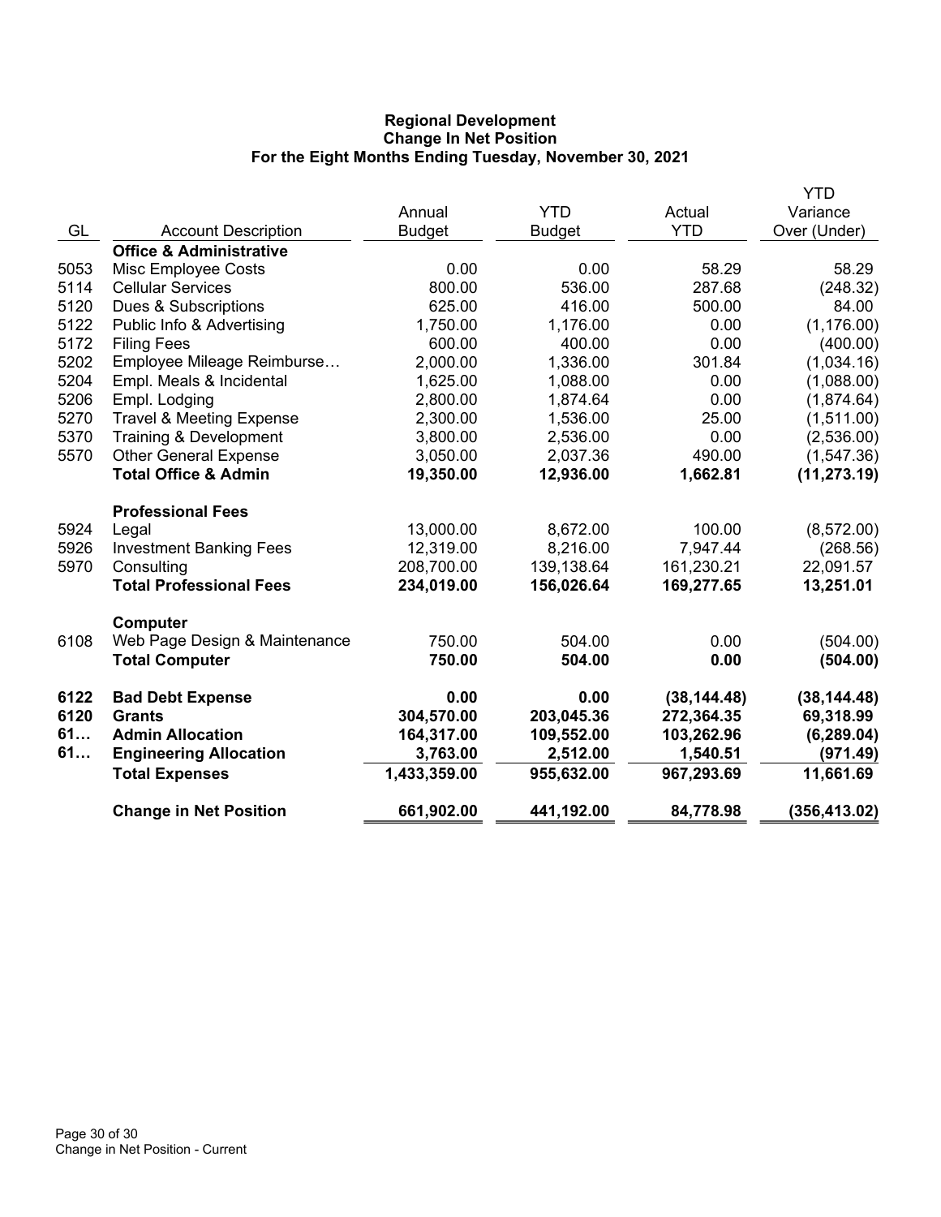### Regional Development
### Change In Net Position
### For the Eight Months Ending Tuesday, November 30, 2021

| GL | Account Description | Annual Budget | YTD Budget | Actual YTD | YTD Variance Over (Under) |
|---|---|---|---|---|---|
| | **Office & Administrative** | | | | |
| 5053 | Misc Employee Costs | 0.00 | 0.00 | 58.29 | 58.29 |
| 5114 | Cellular Services | 800.00 | 536.00 | 287.68 | (248.32) |
| 5120 | Dues & Subscriptions | 625.00 | 416.00 | 500.00 | 84.00 |
| 5122 | Public Info & Advertising | 1,750.00 | 1,176.00 | 0.00 | (1,176.00) |
| 5172 | Filing Fees | 600.00 | 400.00 | 0.00 | (400.00) |
| 5202 | Employee Mileage Reimburse… | 2,000.00 | 1,336.00 | 301.84 | (1,034.16) |
| 5204 | Empl. Meals & Incidental | 1,625.00 | 1,088.00 | 0.00 | (1,088.00) |
| 5206 | Empl. Lodging | 2,800.00 | 1,874.64 | 0.00 | (1,874.64) |
| 5270 | Travel & Meeting Expense | 2,300.00 | 1,536.00 | 25.00 | (1,511.00) |
| 5370 | Training & Development | 3,800.00 | 2,536.00 | 0.00 | (2,536.00) |
| 5570 | Other General Expense | 3,050.00 | 2,037.36 | 490.00 | (1,547.36) |
| | **Total Office & Admin** | **19,350.00** | **12,936.00** | **1,662.81** | **(11,273.19)** |
| | **Professional Fees** | | | | |
| 5924 | Legal | 13,000.00 | 8,672.00 | 100.00 | (8,572.00) |
| 5926 | Investment Banking Fees | 12,319.00 | 8,216.00 | 7,947.44 | (268.56) |
| 5970 | Consulting | 208,700.00 | 139,138.64 | 161,230.21 | 22,091.57 |
| | **Total Professional Fees** | **234,019.00** | **156,026.64** | **169,277.65** | **13,251.01** |
| | **Computer** | | | | |
| 6108 | Web Page Design & Maintenance | 750.00 | 504.00 | 0.00 | (504.00) |
| | **Total Computer** | **750.00** | **504.00** | **0.00** | **(504.00)** |
| **6122** | **Bad Debt Expense** | **0.00** | **0.00** | **(38,144.48)** | **(38,144.48)** |
| **6120** | **Grants** | **304,570.00** | **203,045.36** | **272,364.35** | **69,318.99** |
| **61…** | **Admin Allocation** | **164,317.00** | **109,552.00** | **103,262.96** | **(6,289.04)** |
| **61…** | **Engineering Allocation** | **3,763.00** | **2,512.00** | **1,540.51** | **(971.49)** |
| | **Total Expenses** | **1,433,359.00** | **955,632.00** | **967,293.69** | **11,661.69** |
| | **Change in Net Position** | **661,902.00** | **441,192.00** | **84,778.98** | **(356,413.02)** |

Change in Net Position - Current